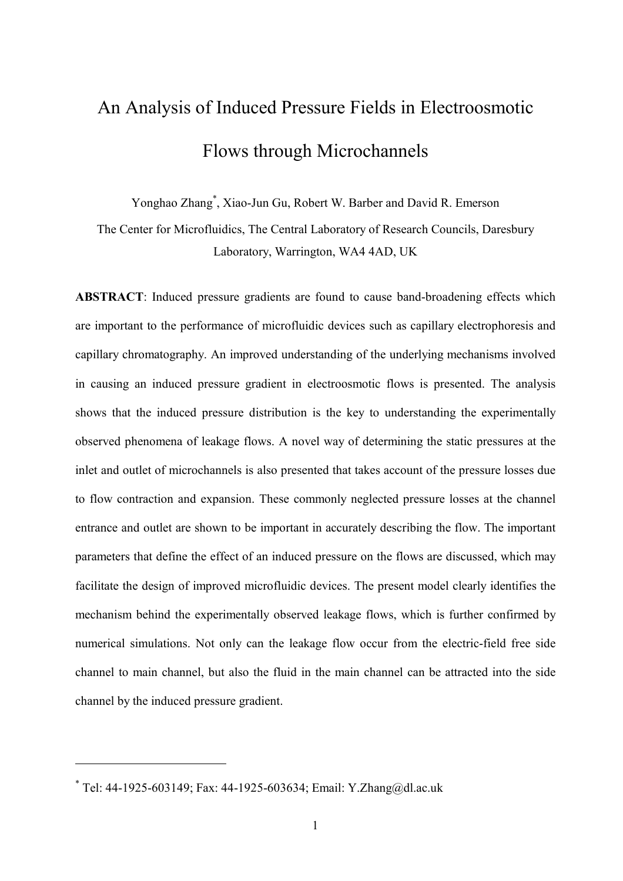# An Analysis of Induced Pressure Fields in Electroosmotic Flows through Microchannels

Yonghao Zhang*, Xiao-Jun Gu, Robert W. Barber and David R. Emerson

The Center for Microfluidics, The Central Laboratory of Research Councils, Daresbury Laboratory, Warrington, WA4 4AD, UK

**ABSTRACT**: Induced pressure gradients are found to cause band-broadening effects which are important to the performance of microfluidic devices such as capillary electrophoresis and capillary chromatography. An improved understanding of the underlying mechanisms involved in causing an induced pressure gradient in electroosmotic flows is presented. The analysis shows that the induced pressure distribution is the key to understanding the experimentally observed phenomena of leakage flows. A novel way of determining the static pressures at the inlet and outlet of microchannels is also presented that takes account of the pressure losses due to flow contraction and expansion. These commonly neglected pressure losses at the channel entrance and outlet are shown to be important in accurately describing the flow. The important parameters that define the effect of an induced pressure on the flows are discussed, which may facilitate the design of improved microfluidic devices. The present model clearly identifies the mechanism behind the experimentally observed leakage flows, which is further confirmed by numerical simulations. Not only can the leakage flow occur from the electric-field free side channel to main channel, but also the fluid in the main channel can be attracted into the side channel by the induced pressure gradient.

---

\* Tel: 44-1925-603149; Fax: 44-1925-603634; Email: Y.Zhang@dl.ac.uk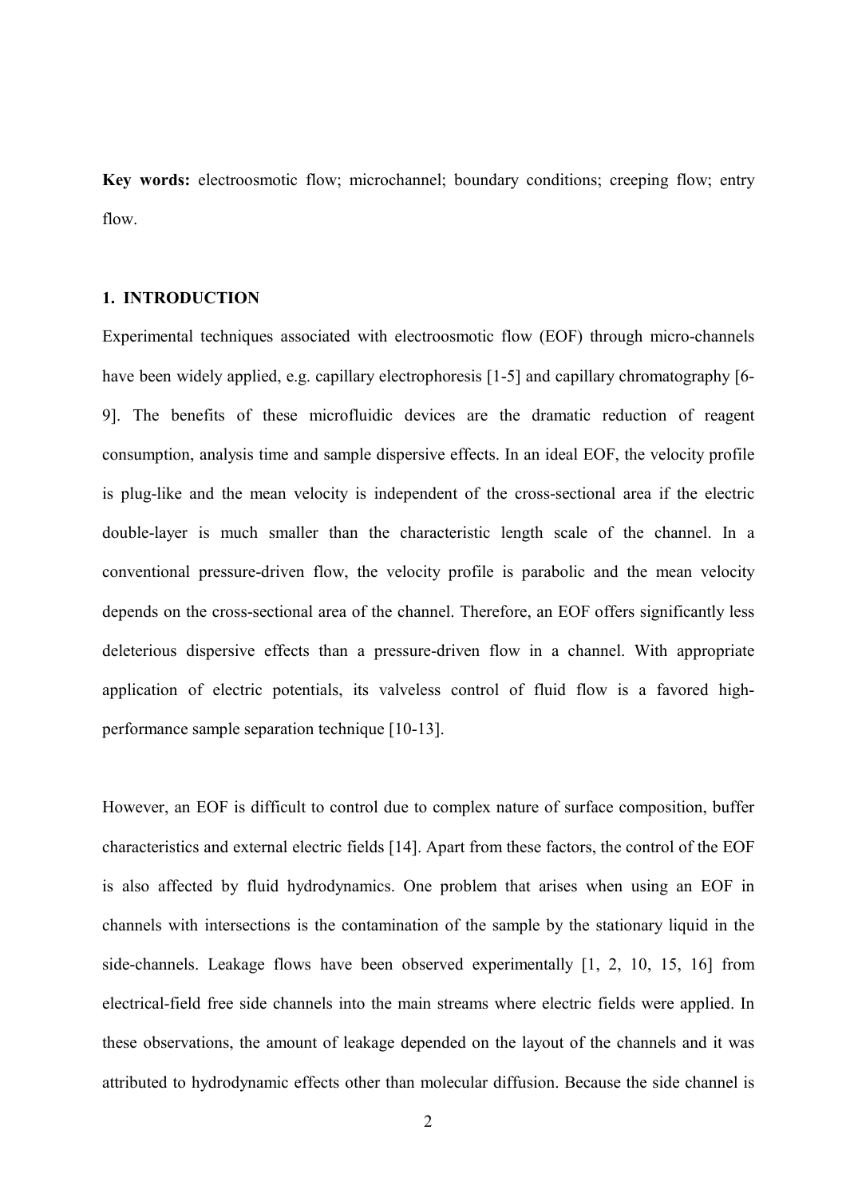**Key words:** electroosmotic flow; microchannel; boundary conditions; creeping flow; entry flow.

## 1. INTRODUCTION

Experimental techniques associated with electroosmotic flow (EOF) through micro-channels have been widely applied, e.g. capillary electrophoresis [1-5] and capillary chromatography [6-9]. The benefits of these microfluidic devices are the dramatic reduction of reagent consumption, analysis time and sample dispersive effects. In an ideal EOF, the velocity profile is plug-like and the mean velocity is independent of the cross-sectional area if the electric double-layer is much smaller than the characteristic length scale of the channel. In a conventional pressure-driven flow, the velocity profile is parabolic and the mean velocity depends on the cross-sectional area of the channel. Therefore, an EOF offers significantly less deleterious dispersive effects than a pressure-driven flow in a channel. With appropriate application of electric potentials, its valveless control of fluid flow is a favored high-performance sample separation technique [10-13].

However, an EOF is difficult to control due to complex nature of surface composition, buffer characteristics and external electric fields [14]. Apart from these factors, the control of the EOF is also affected by fluid hydrodynamics. One problem that arises when using an EOF in channels with intersections is the contamination of the sample by the stationary liquid in the side-channels. Leakage flows have been observed experimentally [1, 2, 10, 15, 16] from electrical-field free side channels into the main streams where electric fields were applied. In these observations, the amount of leakage depended on the layout of the channels and it was attributed to hydrodynamic effects other than molecular diffusion. Because the side channel is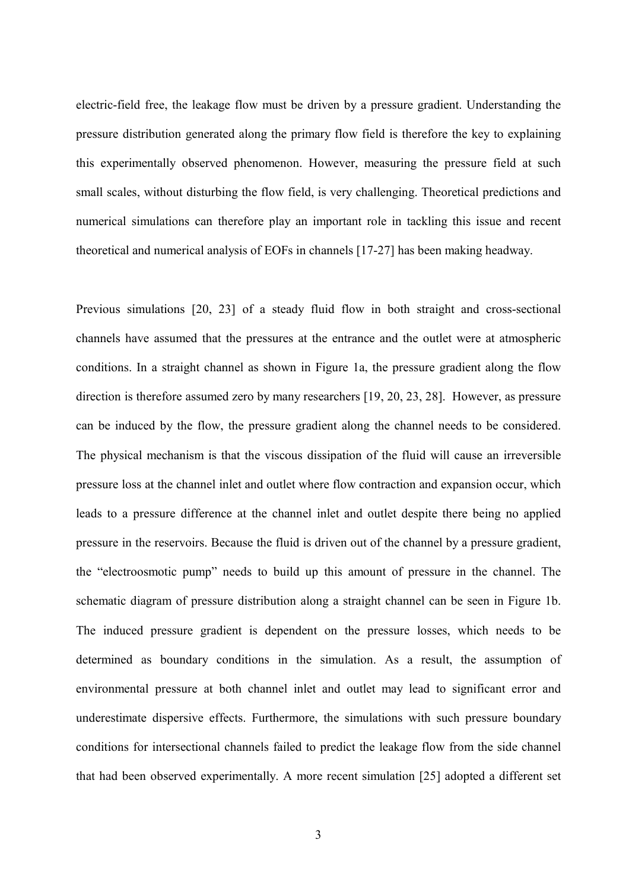electric-field free, the leakage flow must be driven by a pressure gradient. Understanding the pressure distribution generated along the primary flow field is therefore the key to explaining this experimentally observed phenomenon. However, measuring the pressure field at such small scales, without disturbing the flow field, is very challenging. Theoretical predictions and numerical simulations can therefore play an important role in tackling this issue and recent theoretical and numerical analysis of EOFs in channels [17-27] has been making headway.

Previous simulations [20, 23] of a steady fluid flow in both straight and cross-sectional channels have assumed that the pressures at the entrance and the outlet were at atmospheric conditions. In a straight channel as shown in Figure 1a, the pressure gradient along the flow direction is therefore assumed zero by many researchers [19, 20, 23, 28]. However, as pressure can be induced by the flow, the pressure gradient along the channel needs to be considered. The physical mechanism is that the viscous dissipation of the fluid will cause an irreversible pressure loss at the channel inlet and outlet where flow contraction and expansion occur, which leads to a pressure difference at the channel inlet and outlet despite there being no applied pressure in the reservoirs. Because the fluid is driven out of the channel by a pressure gradient, the "electroosmotic pump" needs to build up this amount of pressure in the channel. The schematic diagram of pressure distribution along a straight channel can be seen in Figure 1b. The induced pressure gradient is dependent on the pressure losses, which needs to be determined as boundary conditions in the simulation. As a result, the assumption of environmental pressure at both channel inlet and outlet may lead to significant error and underestimate dispersive effects. Furthermore, the simulations with such pressure boundary conditions for intersectional channels failed to predict the leakage flow from the side channel that had been observed experimentally. A more recent simulation [25] adopted a different set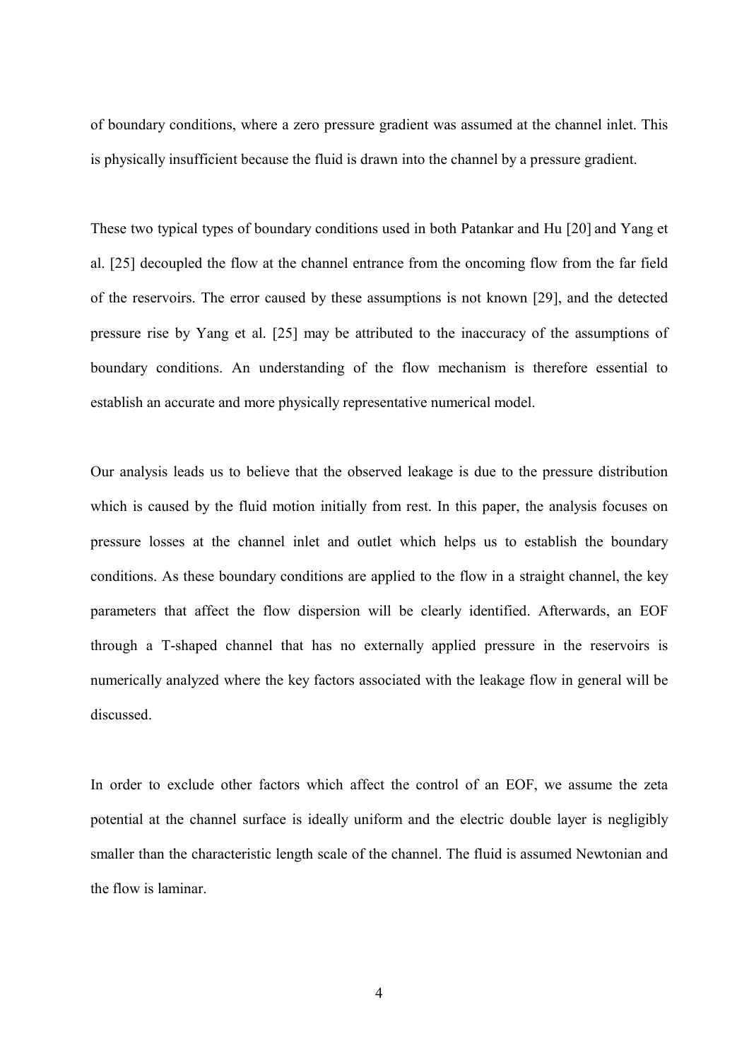of boundary conditions, where a zero pressure gradient was assumed at the channel inlet. This is physically insufficient because the fluid is drawn into the channel by a pressure gradient.

These two typical types of boundary conditions used in both Patankar and Hu [20] and Yang et al. [25] decoupled the flow at the channel entrance from the oncoming flow from the far field of the reservoirs. The error caused by these assumptions is not known [29], and the detected pressure rise by Yang et al. [25] may be attributed to the inaccuracy of the assumptions of boundary conditions. An understanding of the flow mechanism is therefore essential to establish an accurate and more physically representative numerical model.

Our analysis leads us to believe that the observed leakage is due to the pressure distribution which is caused by the fluid motion initially from rest. In this paper, the analysis focuses on pressure losses at the channel inlet and outlet which helps us to establish the boundary conditions. As these boundary conditions are applied to the flow in a straight channel, the key parameters that affect the flow dispersion will be clearly identified. Afterwards, an EOF through a T-shaped channel that has no externally applied pressure in the reservoirs is numerically analyzed where the key factors associated with the leakage flow in general will be discussed.

In order to exclude other factors which affect the control of an EOF, we assume the zeta potential at the channel surface is ideally uniform and the electric double layer is negligibly smaller than the characteristic length scale of the channel. The fluid is assumed Newtonian and the flow is laminar.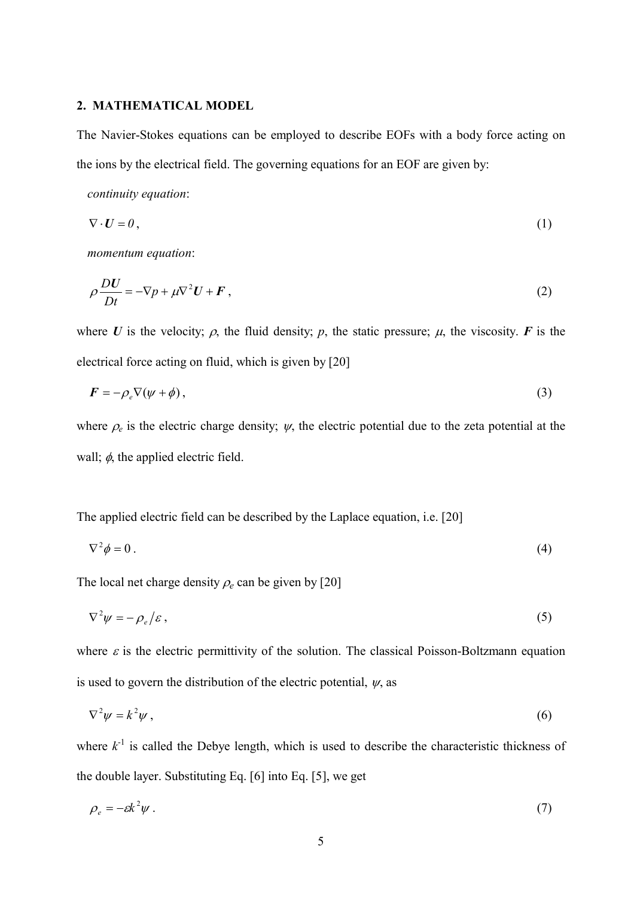## 2. MATHEMATICAL MODEL

The Navier-Stokes equations can be employed to describe EOFs with a body force acting on the ions by the electrical field. The governing equations for an EOF are given by:

*continuity equation*:

$$\nabla \cdot \boldsymbol{U} = 0 , \tag{1}$$

*momentum equation*:

$$\rho \frac{D\boldsymbol{U}}{Dt} = -\nabla p + \mu \nabla^2 \boldsymbol{U} + \boldsymbol{F} , \tag{2}$$

where $\boldsymbol{U}$ is the velocity; $\rho$, the fluid density; $p$, the static pressure; $\mu$, the viscosity. $\boldsymbol{F}$ is the electrical force acting on fluid, which is given by [20]

$$\boldsymbol{F} = -\rho_e \nabla(\psi + \phi) , \tag{3}$$

where $\rho_e$ is the electric charge density; $\psi$, the electric potential due to the zeta potential at the wall; $\phi$, the applied electric field.

The applied electric field can be described by the Laplace equation, i.e. [20]

$$\nabla^2 \phi = 0 . \tag{4}$$

The local net charge density $\rho_e$ can be given by [20]

$$\nabla^2 \psi = -\rho_e / \varepsilon , \tag{5}$$

where $\varepsilon$ is the electric permittivity of the solution. The classical Poisson-Boltzmann equation is used to govern the distribution of the electric potential, $\psi$, as

$$\nabla^2 \psi = k^2 \psi , \tag{6}$$

where $k^{-1}$ is called the Debye length, which is used to describe the characteristic thickness of the double layer. Substituting Eq. [6] into Eq. [5], we get

$$\rho_e = -\varepsilon k^2 \psi . \tag{7}$$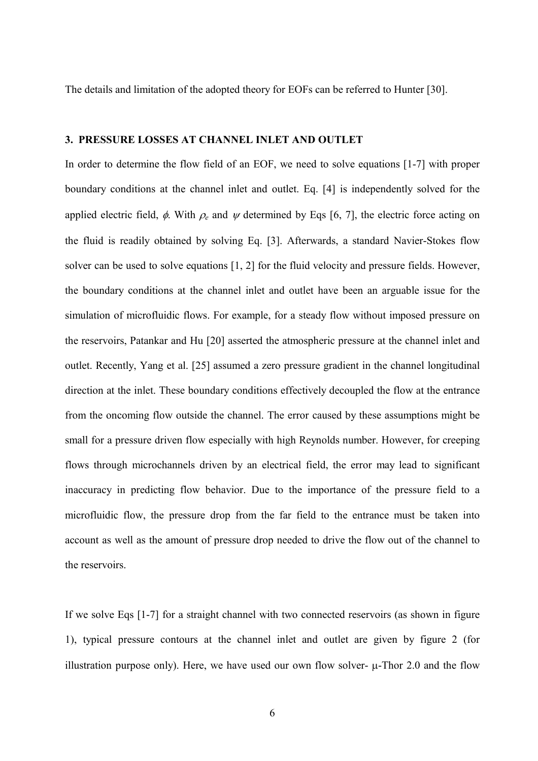The details and limitation of the adopted theory for EOFs can be referred to Hunter [30].

## 3. PRESSURE LOSSES AT CHANNEL INLET AND OUTLET

In order to determine the flow field of an EOF, we need to solve equations [1-7] with proper boundary conditions at the channel inlet and outlet. Eq. [4] is independently solved for the applied electric field, $\phi$. With $\rho_e$ and $\psi$ determined by Eqs [6, 7], the electric force acting on the fluid is readily obtained by solving Eq. [3]. Afterwards, a standard Navier-Stokes flow solver can be used to solve equations [1, 2] for the fluid velocity and pressure fields. However, the boundary conditions at the channel inlet and outlet have been an arguable issue for the simulation of microfluidic flows. For example, for a steady flow without imposed pressure on the reservoirs, Patankar and Hu [20] asserted the atmospheric pressure at the channel inlet and outlet. Recently, Yang et al. [25] assumed a zero pressure gradient in the channel longitudinal direction at the inlet. These boundary conditions effectively decoupled the flow at the entrance from the oncoming flow outside the channel. The error caused by these assumptions might be small for a pressure driven flow especially with high Reynolds number. However, for creeping flows through microchannels driven by an electrical field, the error may lead to significant inaccuracy in predicting flow behavior. Due to the importance of the pressure field to a microfluidic flow, the pressure drop from the far field to the entrance must be taken into account as well as the amount of pressure drop needed to drive the flow out of the channel to the reservoirs.

If we solve Eqs [1-7] for a straight channel with two connected reservoirs (as shown in figure 1), typical pressure contours at the channel inlet and outlet are given by figure 2 (for illustration purpose only). Here, we have used our own flow solver- μ-Thor 2.0 and the flow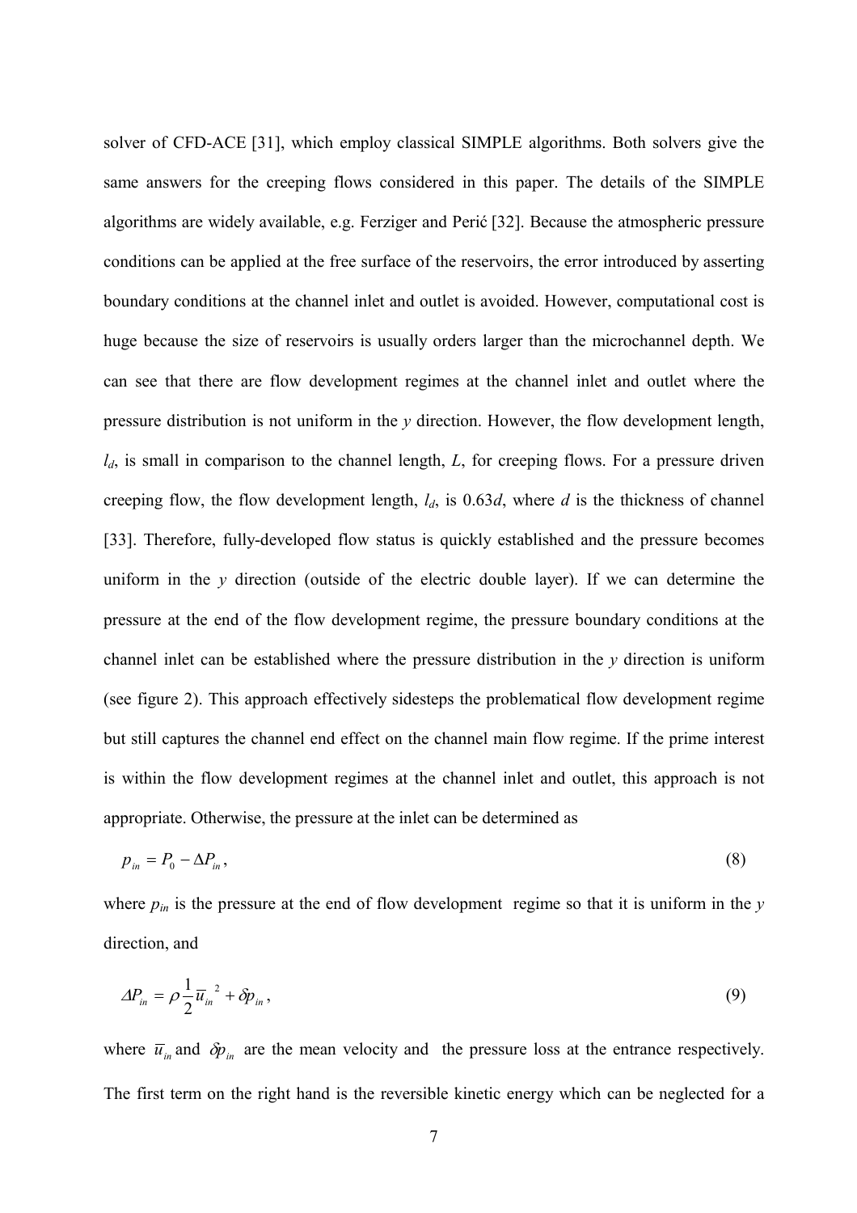solver of CFD-ACE [31], which employ classical SIMPLE algorithms. Both solvers give the same answers for the creeping flows considered in this paper. The details of the SIMPLE algorithms are widely available, e.g. Ferziger and Perić [32]. Because the atmospheric pressure conditions can be applied at the free surface of the reservoirs, the error introduced by asserting boundary conditions at the channel inlet and outlet is avoided. However, computational cost is huge because the size of reservoirs is usually orders larger than the microchannel depth. We can see that there are flow development regimes at the channel inlet and outlet where the pressure distribution is not uniform in the *y* direction. However, the flow development length, $l_d$, is small in comparison to the channel length, $L$, for creeping flows. For a pressure driven creeping flow, the flow development length, $l_d$, is $0.63d$, where $d$ is the thickness of channel [33]. Therefore, fully-developed flow status is quickly established and the pressure becomes uniform in the *y* direction (outside of the electric double layer). If we can determine the pressure at the end of the flow development regime, the pressure boundary conditions at the channel inlet can be established where the pressure distribution in the *y* direction is uniform (see figure 2). This approach effectively sidesteps the problematical flow development regime but still captures the channel end effect on the channel main flow regime. If the prime interest is within the flow development regimes at the channel inlet and outlet, this approach is not appropriate. Otherwise, the pressure at the inlet can be determined as

$$p_{in} = P_0 - \Delta P_{in}, \tag{8}$$

where $p_{in}$ is the pressure at the end of flow development regime so that it is uniform in the *y* direction, and

$$\Delta P_{in} = \rho \frac{1}{2} \overline{u}_{in}^{\ 2} + \delta p_{in}, \tag{9}$$

where $\overline{u}_{in}$ and $\delta p_{in}$ are the mean velocity and the pressure loss at the entrance respectively. The first term on the right hand is the reversible kinetic energy which can be neglected for a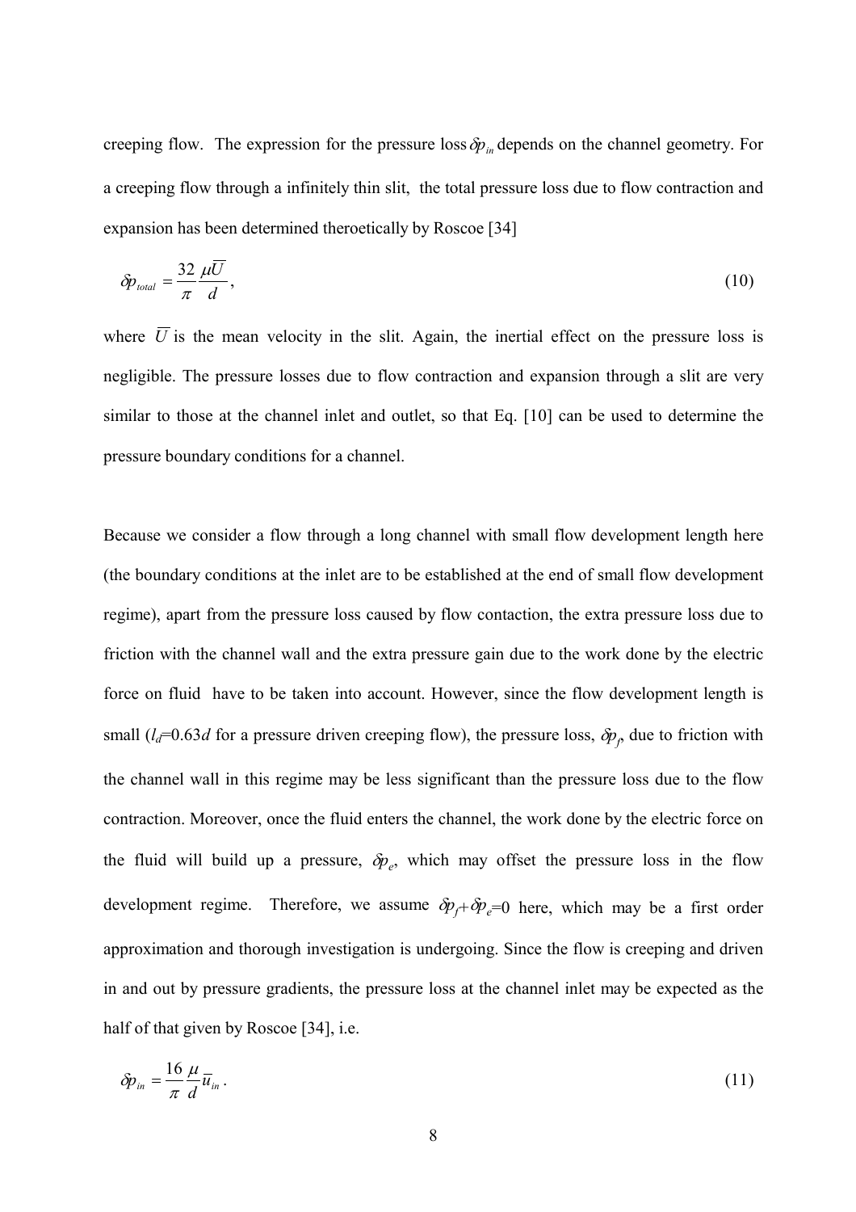creeping flow. The expression for the pressure loss $\delta p_{in}$ depends on the channel geometry. For a creeping flow through a infinitely thin slit, the total pressure loss due to flow contraction and expansion has been determined theroetically by Roscoe [34]

$$\delta p_{total} = \frac{32}{\pi}\frac{\mu \overline{U}}{d}, \tag{10}$$

where $\overline{U}$ is the mean velocity in the slit. Again, the inertial effect on the pressure loss is negligible. The pressure losses due to flow contraction and expansion through a slit are very similar to those at the channel inlet and outlet, so that Eq. [10] can be used to determine the pressure boundary conditions for a channel.

Because we consider a flow through a long channel with small flow development length here (the boundary conditions at the inlet are to be established at the end of small flow development regime), apart from the pressure loss caused by flow contaction, the extra pressure loss due to friction with the channel wall and the extra pressure gain due to the work done by the electric force on fluid have to be taken into account. However, since the flow development length is small ($l_d$=0.63$d$ for a pressure driven creeping flow), the pressure loss, $\delta p_f$, due to friction with the channel wall in this regime may be less significant than the pressure loss due to the flow contraction. Moreover, once the fluid enters the channel, the work done by the electric force on the fluid will build up a pressure, $\delta p_e$, which may offset the pressure loss in the flow development regime. Therefore, we assume $\delta p_f + \delta p_e = 0$ here, which may be a first order approximation and thorough investigation is undergoing. Since the flow is creeping and driven in and out by pressure gradients, the pressure loss at the channel inlet may be expected as the half of that given by Roscoe [34], i.e.

$$\delta p_{in} = \frac{16}{\pi}\frac{\mu}{d}\overline{u}_{in}. \tag{11}$$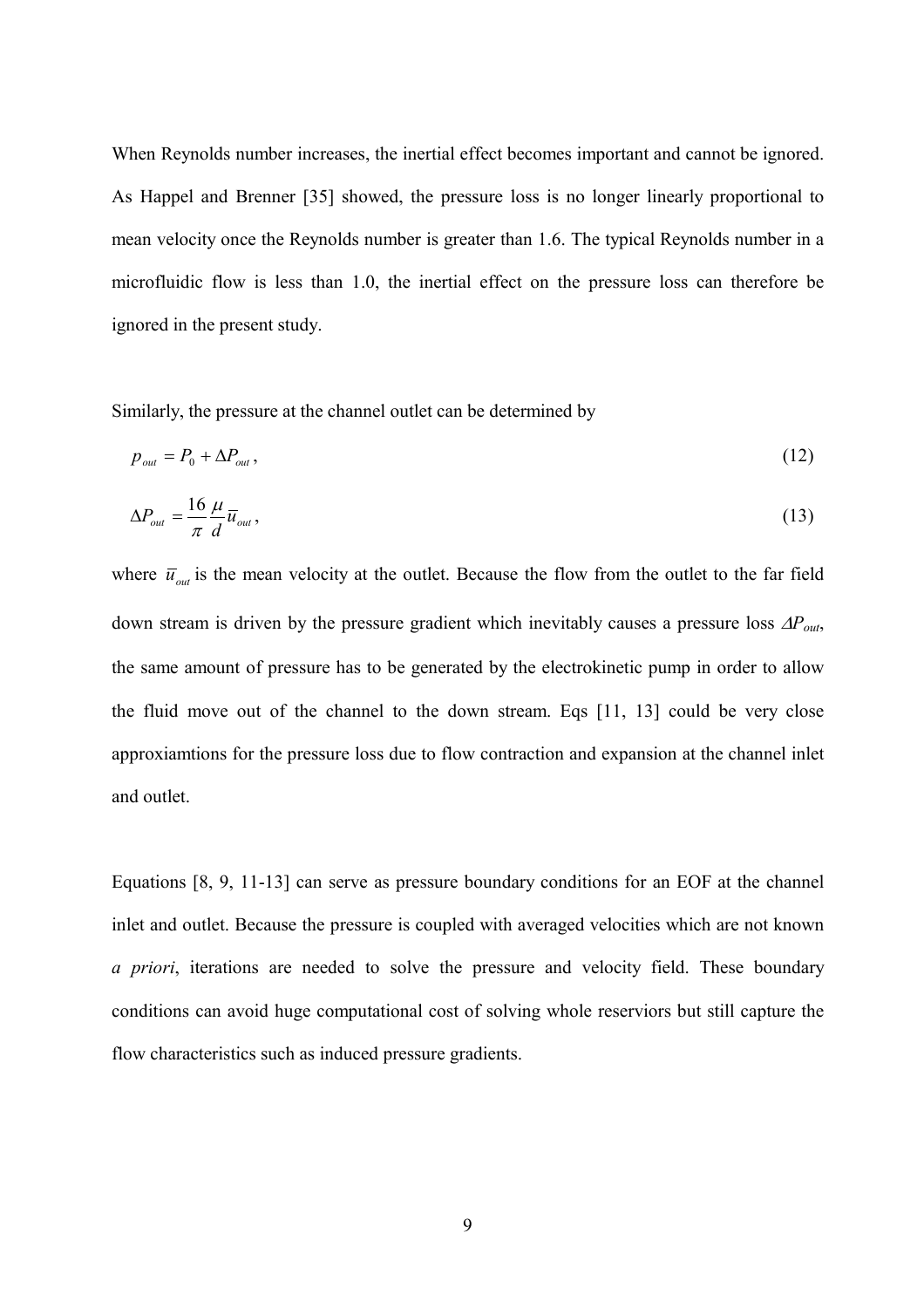When Reynolds number increases, the inertial effect becomes important and cannot be ignored. As Happel and Brenner [35] showed, the pressure loss is no longer linearly proportional to mean velocity once the Reynolds number is greater than 1.6. The typical Reynolds number in a microfluidic flow is less than 1.0, the inertial effect on the pressure loss can therefore be ignored in the present study.

Similarly, the pressure at the channel outlet can be determined by

$$p_{out} = P_0 + \Delta P_{out}, \tag{12}$$

$$\Delta P_{out} = \frac{16}{\pi}\frac{\mu}{d}\bar{u}_{out}, \tag{13}$$

where $\bar{u}_{out}$ is the mean velocity at the outlet. Because the flow from the outlet to the far field down stream is driven by the pressure gradient which inevitably causes a pressure loss $\Delta P_{out}$, the same amount of pressure has to be generated by the electrokinetic pump in order to allow the fluid move out of the channel to the down stream. Eqs [11, 13] could be very close approxiamtions for the pressure loss due to flow contraction and expansion at the channel inlet and outlet.

Equations [8, 9, 11-13] can serve as pressure boundary conditions for an EOF at the channel inlet and outlet. Because the pressure is coupled with averaged velocities which are not known *a priori*, iterations are needed to solve the pressure and velocity field. These boundary conditions can avoid huge computational cost of solving whole reserviors but still capture the flow characteristics such as induced pressure gradients.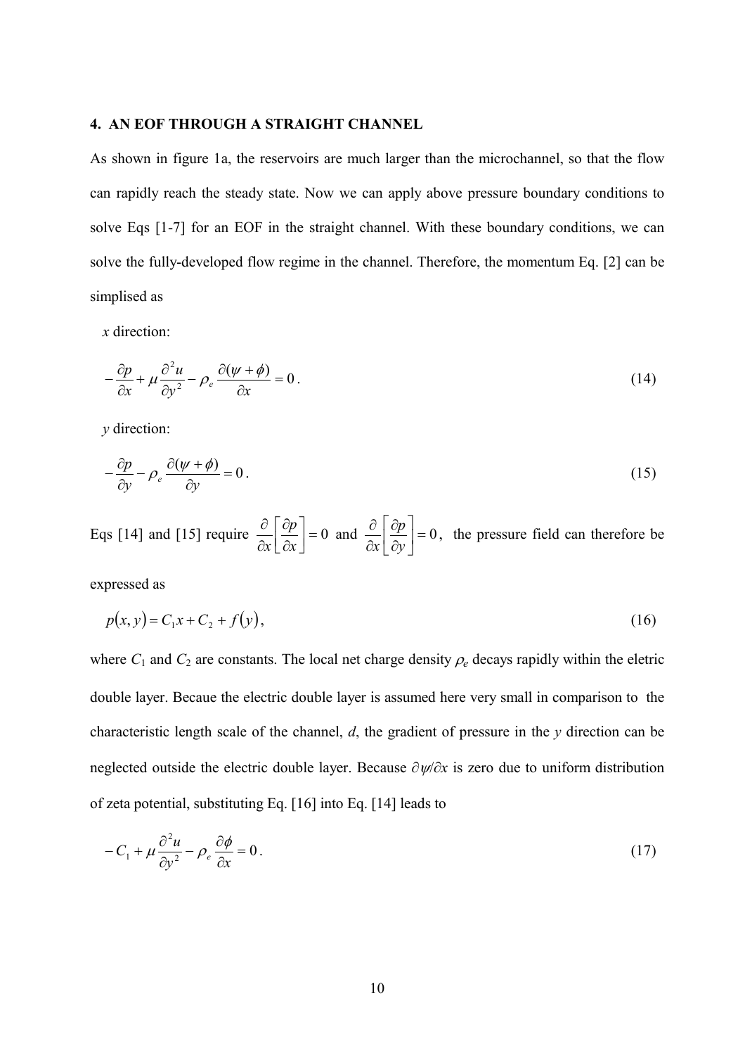## 4. AN EOF THROUGH A STRAIGHT CHANNEL

As shown in figure 1a, the reservoirs are much larger than the microchannel, so that the flow can rapidly reach the steady state. Now we can apply above pressure boundary conditions to solve Eqs [1-7] for an EOF in the straight channel. With these boundary conditions, we can solve the fully-developed flow regime in the channel. Therefore, the momentum Eq. [2] can be simplised as

*x* direction:

$$-\frac{\partial p}{\partial x}+\mu\frac{\partial^2 u}{\partial y^2}-\rho_e\frac{\partial(\psi+\phi)}{\partial x}=0\,. \tag{14}$$

*y* direction:

$$-\frac{\partial p}{\partial y}-\rho_e\frac{\partial(\psi+\phi)}{\partial y}=0\,. \tag{15}$$

Eqs [14] and [15] require $\frac{\partial}{\partial x}\left[\frac{\partial p}{\partial x}\right]=0$ and $\frac{\partial}{\partial x}\left[\frac{\partial p}{\partial y}\right]=0$, the pressure field can therefore be expressed as

$$p(x,y)=C_1 x+C_2+f(y), \tag{16}$$

where $C_1$ and $C_2$ are constants. The local net charge density $\rho_e$ decays rapidly within the eletric double layer. Becaue the electric double layer is assumed here very small in comparison to the characteristic length scale of the channel, *d*, the gradient of pressure in the *y* direction can be neglected outside the electric double layer. Because $\partial\psi/\partial x$ is zero due to uniform distribution of zeta potential, substituting Eq. [16] into Eq. [14] leads to

$$-C_1+\mu\frac{\partial^2 u}{\partial y^2}-\rho_e\frac{\partial\phi}{\partial x}=0\,. \tag{17}$$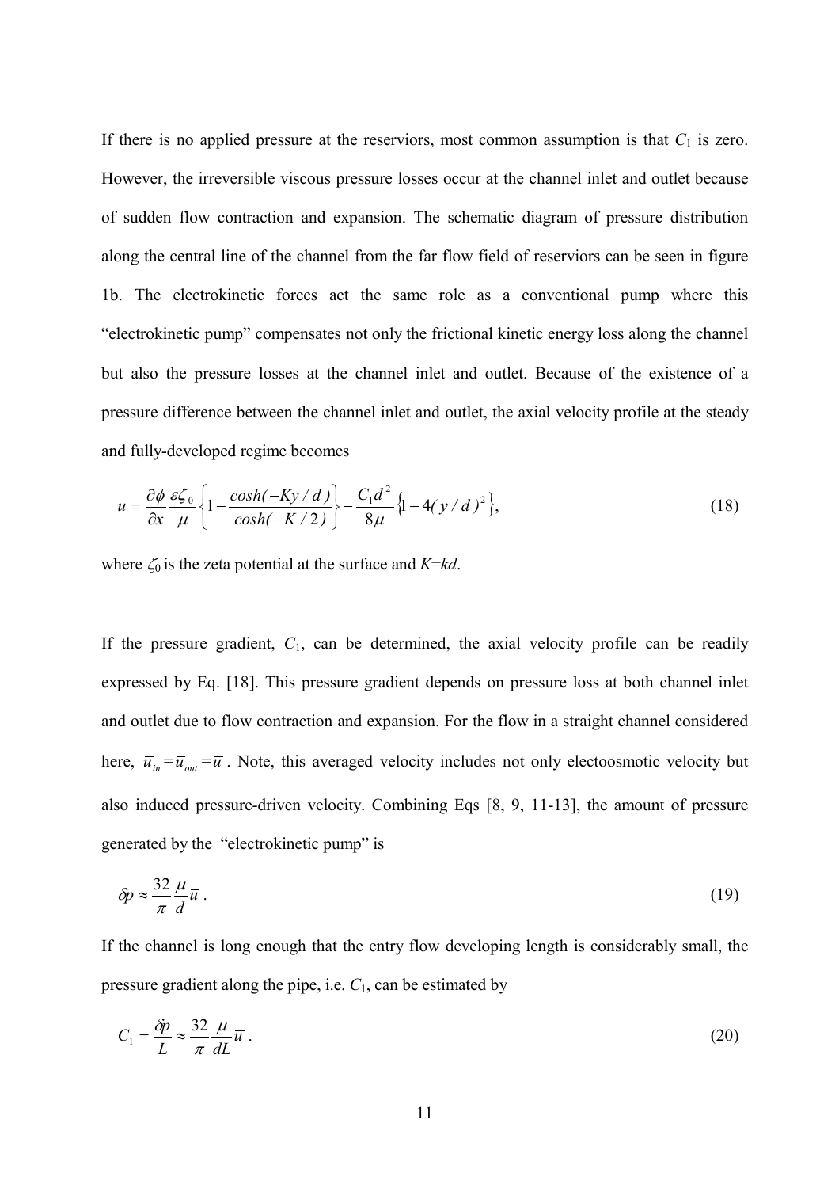If there is no applied pressure at the reserviors, most common assumption is that $C_1$ is zero. However, the irreversible viscous pressure losses occur at the channel inlet and outlet because of sudden flow contraction and expansion. The schematic diagram of pressure distribution along the central line of the channel from the far flow field of reserviors can be seen in figure 1b. The electrokinetic forces act the same role as a conventional pump where this "electrokinetic pump" compensates not only the frictional kinetic energy loss along the channel but also the pressure losses at the channel inlet and outlet. Because of the existence of a pressure difference between the channel inlet and outlet, the axial velocity profile at the steady and fully-developed regime becomes

$$u = \frac{\partial \phi}{\partial x}\frac{\varepsilon \zeta_0}{\mu}\left\{1 - \frac{cosh(-Ky/d)}{cosh(-K/2)}\right\} - \frac{C_1 d^2}{8\mu}\left\{1 - 4(y/d)^2\right\}, \tag{18}$$

where $\zeta_0$ is the zeta potential at the surface and $K=kd$.

If the pressure gradient, $C_1$, can be determined, the axial velocity profile can be readily expressed by Eq. [18]. This pressure gradient depends on pressure loss at both channel inlet and outlet due to flow contraction and expansion. For the flow in a straight channel considered here, $\bar{u}_{in} = \bar{u}_{out} = \bar{u}$. Note, this averaged velocity includes not only electoosmotic velocity but also induced pressure-driven velocity. Combining Eqs [8, 9, 11-13], the amount of pressure generated by the "electrokinetic pump" is

$$\delta p \approx \frac{32}{\pi}\frac{\mu}{d}\bar{u}\,. \tag{19}$$

If the channel is long enough that the entry flow developing length is considerably small, the pressure gradient along the pipe, i.e. $C_1$, can be estimated by

$$C_1 = \frac{\delta p}{L} \approx \frac{32}{\pi}\frac{\mu}{dL}\bar{u}\,. \tag{20}$$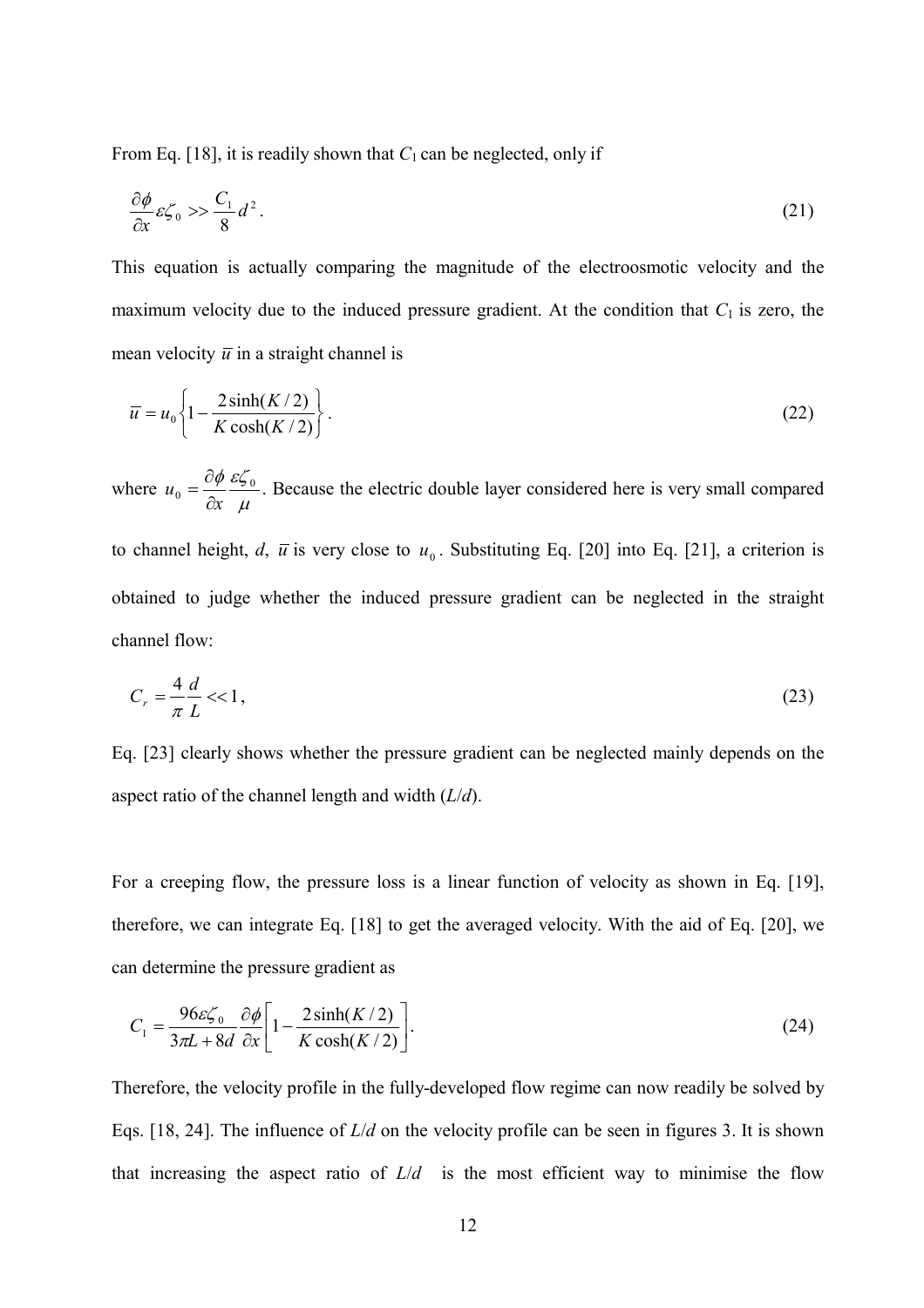From Eq. [18], it is readily shown that $C_1$ can be neglected, only if

$$\frac{\partial \phi}{\partial x} \varepsilon \zeta_0 >> \frac{C_1}{8} d^2 . \tag{21}$$

This equation is actually comparing the magnitude of the electroosmotic velocity and the maximum velocity due to the induced pressure gradient. At the condition that $C_1$ is zero, the mean velocity $\bar{u}$ in a straight channel is

$$\bar{u} = u_0 \left\{ 1 - \frac{2 \sinh(K/2)}{K \cosh(K/2)} \right\} . \tag{22}$$

where $u_0 = \frac{\partial \phi}{\partial x} \frac{\varepsilon \zeta_0}{\mu}$. Because the electric double layer considered here is very small compared to channel height, $d$, $\bar{u}$ is very close to $u_0$. Substituting Eq. [20] into Eq. [21], a criterion is obtained to judge whether the induced pressure gradient can be neglected in the straight channel flow:

$$C_r = \frac{4}{\pi} \frac{d}{L} << 1 , \tag{23}$$

Eq. [23] clearly shows whether the pressure gradient can be neglected mainly depends on the aspect ratio of the channel length and width ($L/d$).

For a creeping flow, the pressure loss is a linear function of velocity as shown in Eq. [19], therefore, we can integrate Eq. [18] to get the averaged velocity. With the aid of Eq. [20], we can determine the pressure gradient as

$$C_1 = \frac{96 \varepsilon \zeta_0}{3\pi L + 8d} \frac{\partial \phi}{\partial x} \left[ 1 - \frac{2 \sinh(K/2)}{K \cosh(K/2)} \right] . \tag{24}$$

Therefore, the velocity profile in the fully-developed flow regime can now readily be solved by Eqs. [18, 24]. The influence of $L/d$ on the velocity profile can be seen in figures 3. It is shown that increasing the aspect ratio of $L/d$ is the most efficient way to minimise the flow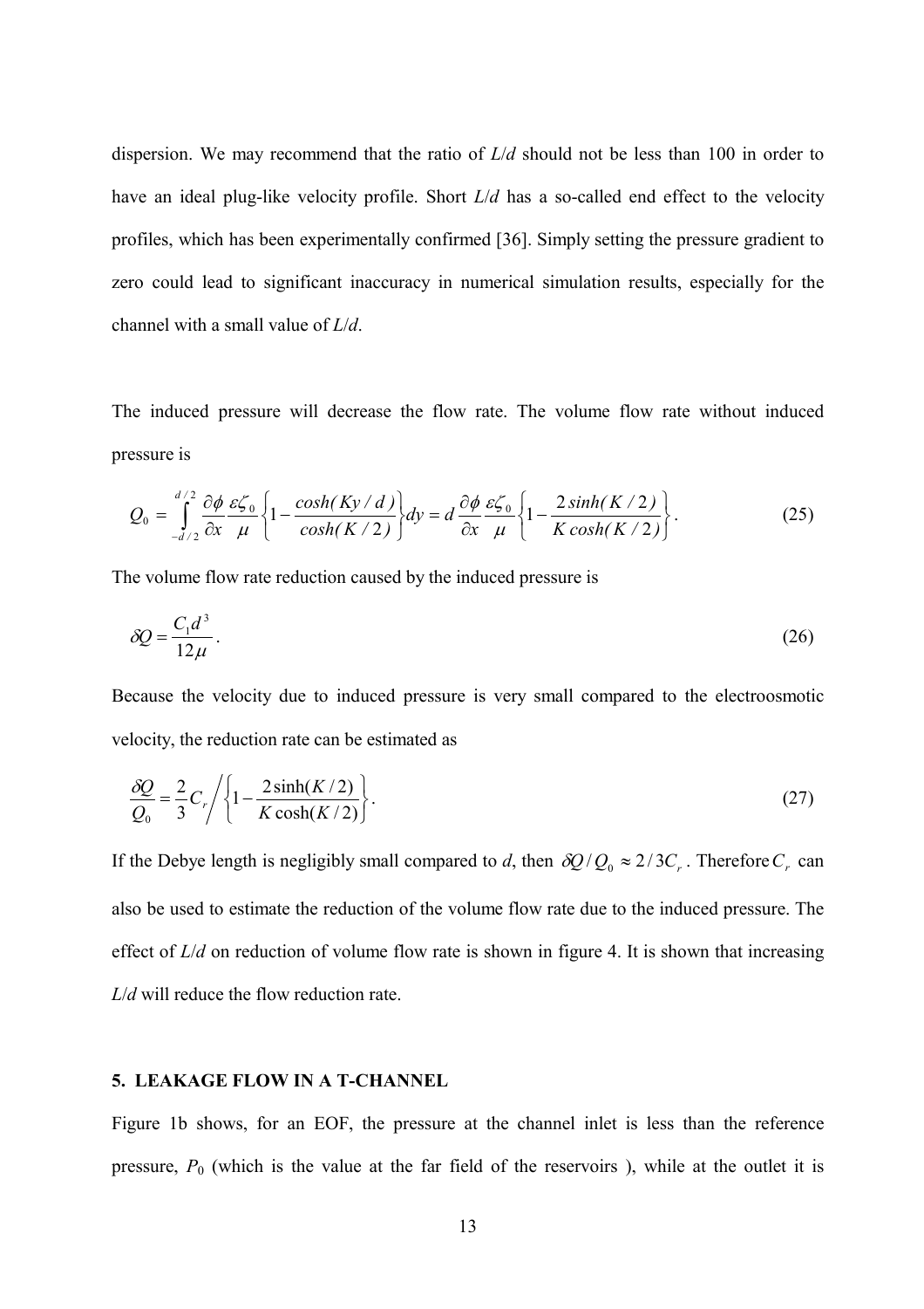dispersion. We may recommend that the ratio of $L/d$ should not be less than 100 in order to have an ideal plug-like velocity profile. Short $L/d$ has a so-called end effect to the velocity profiles, which has been experimentally confirmed [36]. Simply setting the pressure gradient to zero could lead to significant inaccuracy in numerical simulation results, especially for the channel with a small value of $L/d$.

The induced pressure will decrease the flow rate. The volume flow rate without induced pressure is

$$Q_0 = \int_{-d/2}^{d/2} \frac{\partial \phi}{\partial x} \frac{\varepsilon \zeta_0}{\mu} \left\{ 1 - \frac{\cosh(Ky/d)}{\cosh(K/2)} \right\} dy = d \frac{\partial \phi}{\partial x} \frac{\varepsilon \zeta_0}{\mu} \left\{ 1 - \frac{2\sinh(K/2)}{K\cosh(K/2)} \right\}. \tag{25}$$

The volume flow rate reduction caused by the induced pressure is

$$\delta Q = \frac{C_1 d^3}{12\mu}. \tag{26}$$

Because the velocity due to induced pressure is very small compared to the electroosmotic velocity, the reduction rate can be estimated as

$$\frac{\delta Q}{Q_0} = \frac{2}{3} C_r \bigg/ \left\{ 1 - \frac{2\sinh(K/2)}{K\cosh(K/2)} \right\}. \tag{27}$$

If the Debye length is negligibly small compared to $d$, then $\delta Q / Q_0 \approx 2/3 C_r$. Therefore $C_r$ can also be used to estimate the reduction of the volume flow rate due to the induced pressure. The effect of $L/d$ on reduction of volume flow rate is shown in figure 4. It is shown that increasing $L/d$ will reduce the flow reduction rate.

## 5. LEAKAGE FLOW IN A T-CHANNEL

Figure 1b shows, for an EOF, the pressure at the channel inlet is less than the reference pressure, $P_0$ (which is the value at the far field of the reservoirs ), while at the outlet it is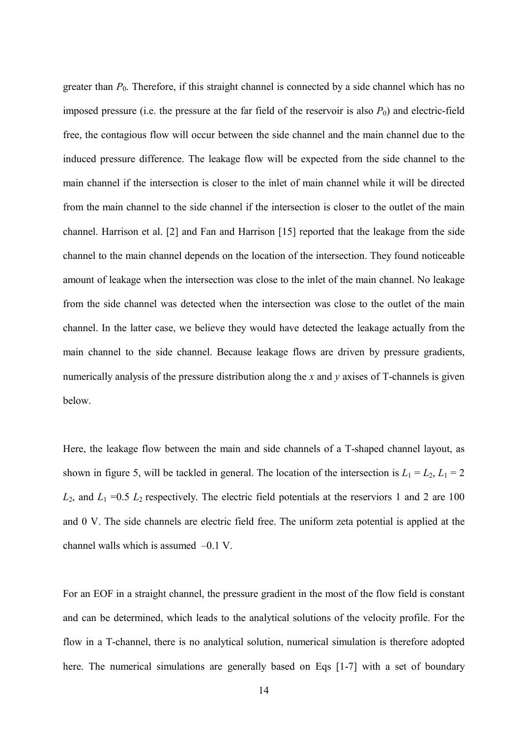greater than $P_0$. Therefore, if this straight channel is connected by a side channel which has no imposed pressure (i.e. the pressure at the far field of the reservoir is also $P_0$) and electric-field free, the contagious flow will occur between the side channel and the main channel due to the induced pressure difference. The leakage flow will be expected from the side channel to the main channel if the intersection is closer to the inlet of main channel while it will be directed from the main channel to the side channel if the intersection is closer to the outlet of the main channel. Harrison et al. [2] and Fan and Harrison [15] reported that the leakage from the side channel to the main channel depends on the location of the intersection. They found noticeable amount of leakage when the intersection was close to the inlet of the main channel. No leakage from the side channel was detected when the intersection was close to the outlet of the main channel. In the latter case, we believe they would have detected the leakage actually from the main channel to the side channel. Because leakage flows are driven by pressure gradients, numerically analysis of the pressure distribution along the *x* and *y* axises of T-channels is given below.

Here, the leakage flow between the main and side channels of a T-shaped channel layout, as shown in figure 5, will be tackled in general. The location of the intersection is $L_1 = L_2$, $L_1 = 2\ L_2$, and $L_1 = 0.5\ L_2$ respectively. The electric field potentials at the reserviors 1 and 2 are 100 and 0 V. The side channels are electric field free. The uniform zeta potential is applied at the channel walls which is assumed –0.1 V.

For an EOF in a straight channel, the pressure gradient in the most of the flow field is constant and can be determined, which leads to the analytical solutions of the velocity profile. For the flow in a T-channel, there is no analytical solution, numerical simulation is therefore adopted here. The numerical simulations are generally based on Eqs [1-7] with a set of boundary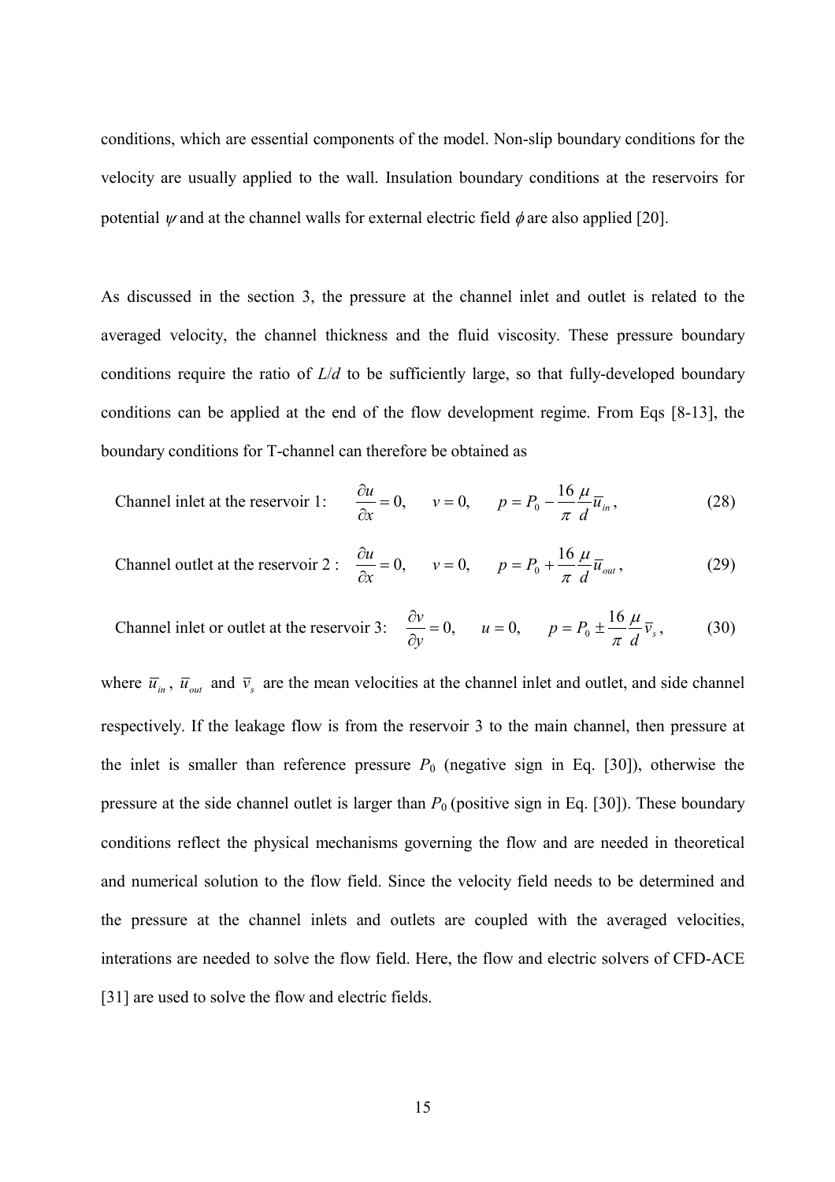conditions, which are essential components of the model. Non-slip boundary conditions for the velocity are usually applied to the wall. Insulation boundary conditions at the reservoirs for potential $\psi$ and at the channel walls for external electric field $\phi$ are also applied [20].

As discussed in the section 3, the pressure at the channel inlet and outlet is related to the averaged velocity, the channel thickness and the fluid viscosity. These pressure boundary conditions require the ratio of *L*/*d* to be sufficiently large, so that fully-developed boundary conditions can be applied at the end of the flow development regime. From Eqs [8-13], the boundary conditions for T-channel can therefore be obtained as

Channel inlet at the reservoir 1: $$\frac{\partial u}{\partial x} = 0, \qquad v = 0, \qquad p = P_0 - \frac{16}{\pi}\frac{\mu}{d}\bar{u}_{in}, \tag{28}$$

Channel outlet at the reservoir 2 : $$\frac{\partial u}{\partial x} = 0, \qquad v = 0, \qquad p = P_0 + \frac{16}{\pi}\frac{\mu}{d}\bar{u}_{out}, \tag{29}$$

Channel inlet or outlet at the reservoir 3: $$\frac{\partial v}{\partial y} = 0, \qquad u = 0, \qquad p = P_0 \pm \frac{16}{\pi}\frac{\mu}{d}\bar{v}_{s}, \tag{30}$$

where $\bar{u}_{in}$, $\bar{u}_{out}$ and $\bar{v}_s$ are the mean velocities at the channel inlet and outlet, and side channel respectively. If the leakage flow is from the reservoir 3 to the main channel, then pressure at the inlet is smaller than reference pressure $P_0$ (negative sign in Eq. [30]), otherwise the pressure at the side channel outlet is larger than $P_0$ (positive sign in Eq. [30]). These boundary conditions reflect the physical mechanisms governing the flow and are needed in theoretical and numerical solution to the flow field. Since the velocity field needs to be determined and the pressure at the channel inlets and outlets are coupled with the averaged velocities, interations are needed to solve the flow field. Here, the flow and electric solvers of CFD-ACE [31] are used to solve the flow and electric fields.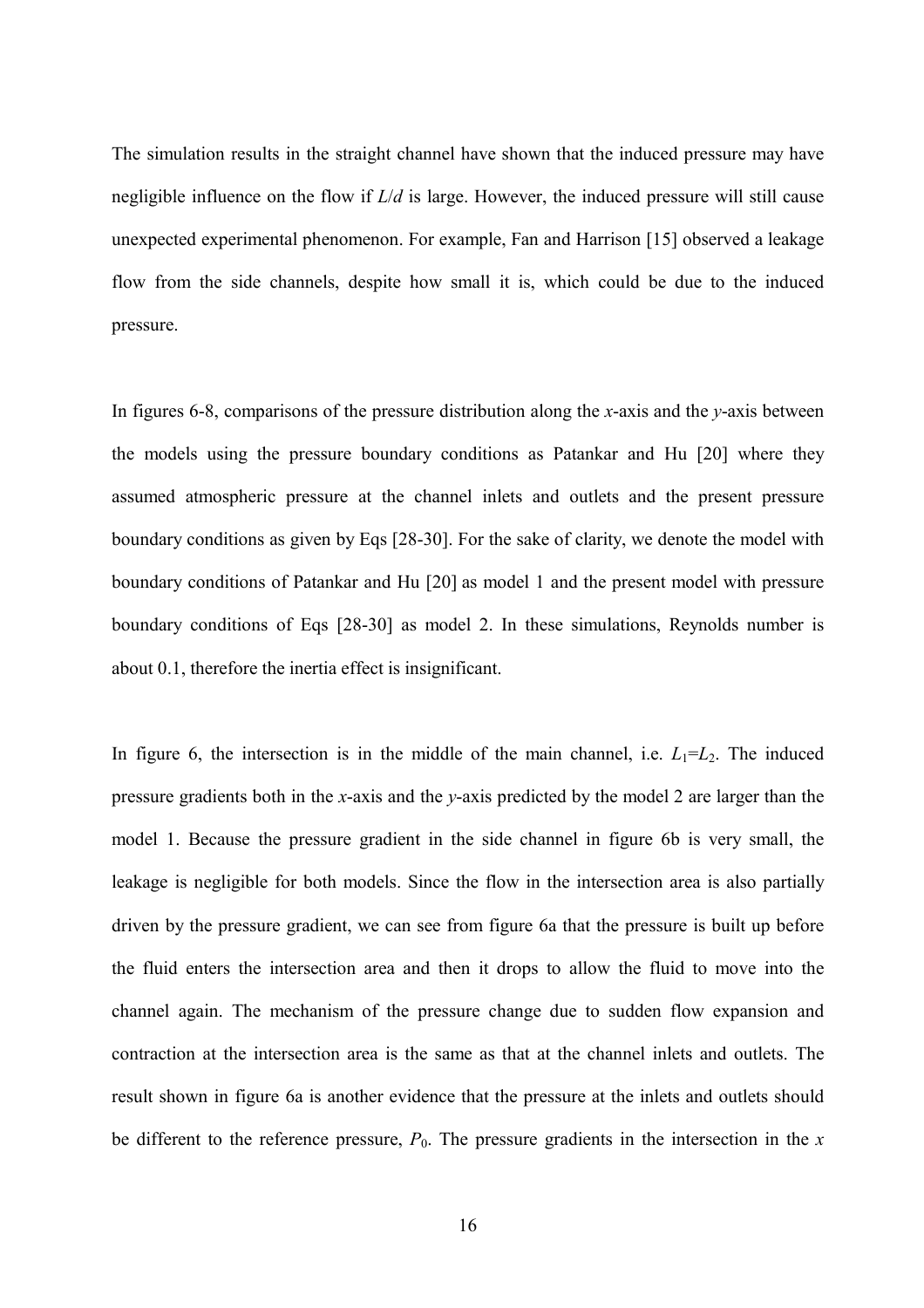The simulation results in the straight channel have shown that the induced pressure may have negligible influence on the flow if $L/d$ is large. However, the induced pressure will still cause unexpected experimental phenomenon. For example, Fan and Harrison [15] observed a leakage flow from the side channels, despite how small it is, which could be due to the induced pressure.

In figures 6-8, comparisons of the pressure distribution along the $x$-axis and the $y$-axis between the models using the pressure boundary conditions as Patankar and Hu [20] where they assumed atmospheric pressure at the channel inlets and outlets and the present pressure boundary conditions as given by Eqs [28-30]. For the sake of clarity, we denote the model with boundary conditions of Patankar and Hu [20] as model 1 and the present model with pressure boundary conditions of Eqs [28-30] as model 2. In these simulations, Reynolds number is about 0.1, therefore the inertia effect is insignificant.

In figure 6, the intersection is in the middle of the main channel, i.e. $L_1$=$L_2$. The induced pressure gradients both in the $x$-axis and the $y$-axis predicted by the model 2 are larger than the model 1. Because the pressure gradient in the side channel in figure 6b is very small, the leakage is negligible for both models. Since the flow in the intersection area is also partially driven by the pressure gradient, we can see from figure 6a that the pressure is built up before the fluid enters the intersection area and then it drops to allow the fluid to move into the channel again. The mechanism of the pressure change due to sudden flow expansion and contraction at the intersection area is the same as that at the channel inlets and outlets. The result shown in figure 6a is another evidence that the pressure at the inlets and outlets should be different to the reference pressure, $P_0$. The pressure gradients in the intersection in the $x$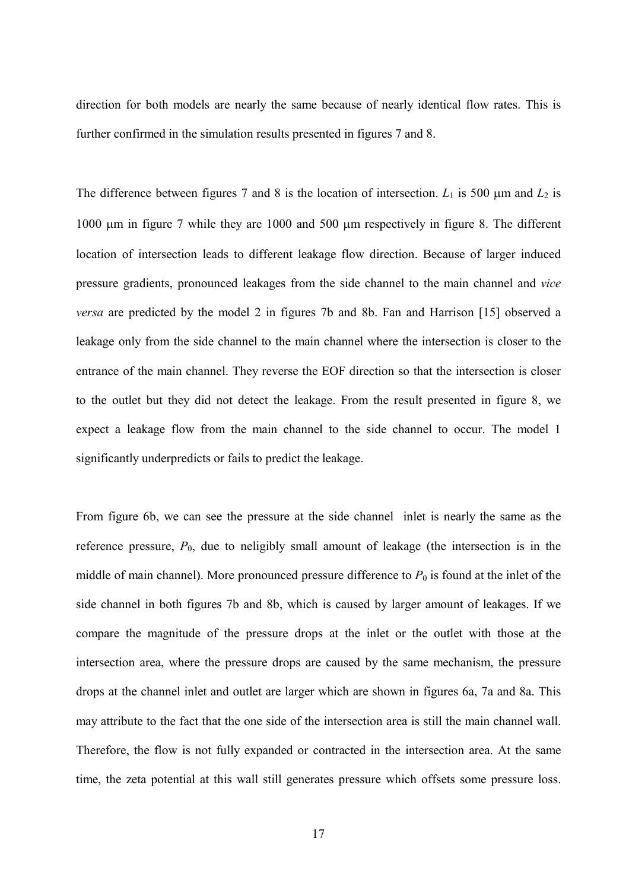direction for both models are nearly the same because of nearly identical flow rates. This is further confirmed in the simulation results presented in figures 7 and 8.

The difference between figures 7 and 8 is the location of intersection. $L_1$ is 500 μm and $L_2$ is 1000 μm in figure 7 while they are 1000 and 500 μm respectively in figure 8. The different location of intersection leads to different leakage flow direction. Because of larger induced pressure gradients, pronounced leakages from the side channel to the main channel and *vice versa* are predicted by the model 2 in figures 7b and 8b. Fan and Harrison [15] observed a leakage only from the side channel to the main channel where the intersection is closer to the entrance of the main channel. They reverse the EOF direction so that the intersection is closer to the outlet but they did not detect the leakage. From the result presented in figure 8, we expect a leakage flow from the main channel to the side channel to occur. The model 1 significantly underpredicts or fails to predict the leakage.

From figure 6b, we can see the pressure at the side channel inlet is nearly the same as the reference pressure, $P_0$, due to neligibly small amount of leakage (the intersection is in the middle of main channel). More pronounced pressure difference to $P_0$ is found at the inlet of the side channel in both figures 7b and 8b, which is caused by larger amount of leakages. If we compare the magnitude of the pressure drops at the inlet or the outlet with those at the intersection area, where the pressure drops are caused by the same mechanism, the pressure drops at the channel inlet and outlet are larger which are shown in figures 6a, 7a and 8a. This may attribute to the fact that the one side of the intersection area is still the main channel wall. Therefore, the flow is not fully expanded or contracted in the intersection area. At the same time, the zeta potential at this wall still generates pressure which offsets some pressure loss.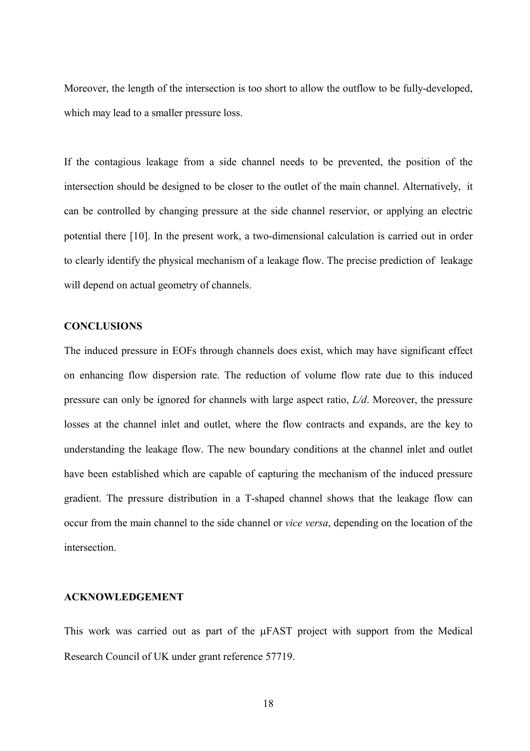Moreover, the length of the intersection is too short to allow the outflow to be fully-developed, which may lead to a smaller pressure loss.

If the contagious leakage from a side channel needs to be prevented, the position of the intersection should be designed to be closer to the outlet of the main channel. Alternatively, it can be controlled by changing pressure at the side channel reservior, or applying an electric potential there [10]. In the present work, a two-dimensional calculation is carried out in order to clearly identify the physical mechanism of a leakage flow. The precise prediction of leakage will depend on actual geometry of channels.

## CONCLUSIONS

The induced pressure in EOFs through channels does exist, which may have significant effect on enhancing flow dispersion rate. The reduction of volume flow rate due to this induced pressure can only be ignored for channels with large aspect ratio, $L/d$. Moreover, the pressure losses at the channel inlet and outlet, where the flow contracts and expands, are the key to understanding the leakage flow. The new boundary conditions at the channel inlet and outlet have been established which are capable of capturing the mechanism of the induced pressure gradient. The pressure distribution in a T-shaped channel shows that the leakage flow can occur from the main channel to the side channel or *vice versa*, depending on the location of the intersection.

## ACKNOWLEDGEMENT

This work was carried out as part of the μFAST project with support from the Medical Research Council of UK under grant reference 57719.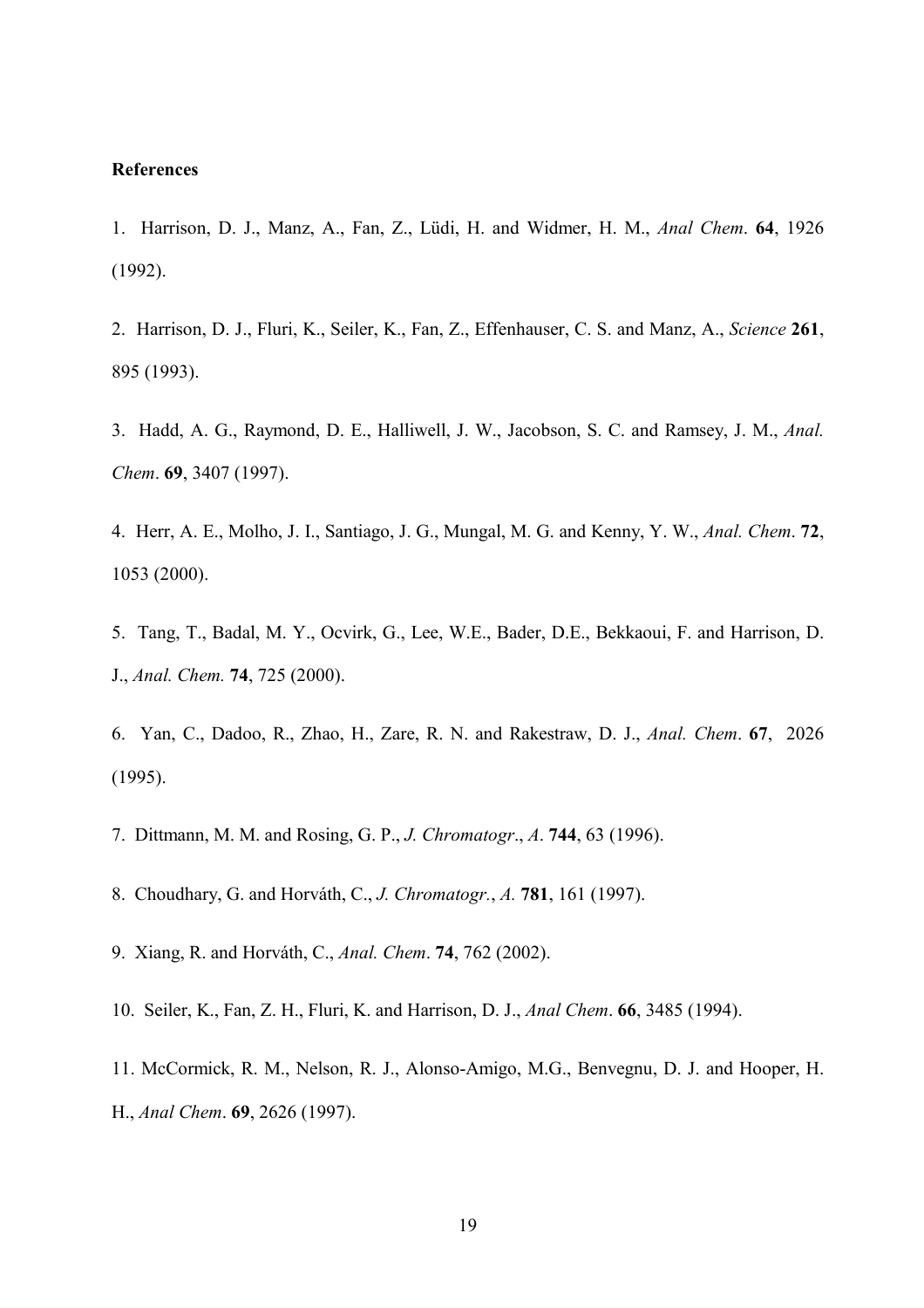**References**

1. Harrison, D. J., Manz, A., Fan, Z., Lüdi, H. and Widmer, H. M., *Anal Chem*. **64**, 1926 (1992).

2. Harrison, D. J., Fluri, K., Seiler, K., Fan, Z., Effenhauser, C. S. and Manz, A., *Science* **261**, 895 (1993).

3. Hadd, A. G., Raymond, D. E., Halliwell, J. W., Jacobson, S. C. and Ramsey, J. M., *Anal. Chem*. **69**, 3407 (1997).

4. Herr, A. E., Molho, J. I., Santiago, J. G., Mungal, M. G. and Kenny, Y. W., *Anal. Chem*. **72**, 1053 (2000).

5. Tang, T., Badal, M. Y., Ocvirk, G., Lee, W.E., Bader, D.E., Bekkaoui, F. and Harrison, D. J., *Anal. Chem.* **74**, 725 (2000).

6. Yan, C., Dadoo, R., Zhao, H., Zare, R. N. and Rakestraw, D. J., *Anal. Chem*. **67**, 2026 (1995).

7. Dittmann, M. M. and Rosing, G. P., *J. Chromatogr*., *A*. **744**, 63 (1996).

8. Choudhary, G. and Horváth, C., *J. Chromatogr.*, *A.* **781**, 161 (1997).

9. Xiang, R. and Horváth, C., *Anal. Chem*. **74**, 762 (2002).

10. Seiler, K., Fan, Z. H., Fluri, K. and Harrison, D. J., *Anal Chem*. **66**, 3485 (1994).

11. McCormick, R. M., Nelson, R. J., Alonso-Amigo, M.G., Benvegnu, D. J. and Hooper, H. H., *Anal Chem*. **69**, 2626 (1997).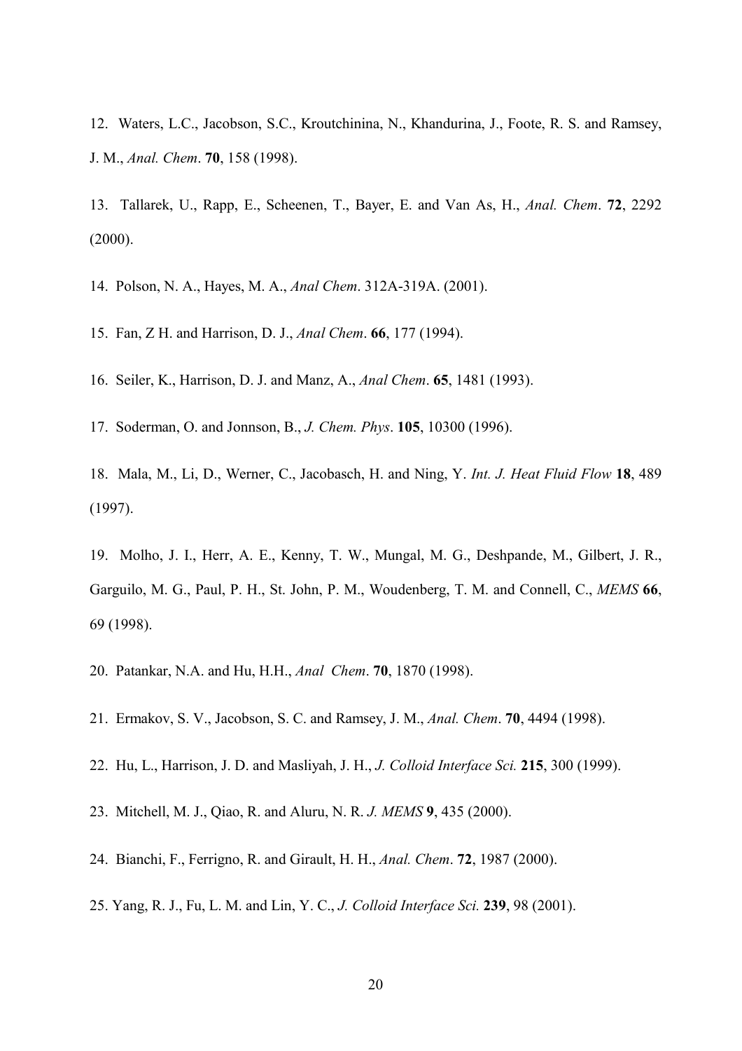12. Waters, L.C., Jacobson, S.C., Kroutchinina, N., Khandurina, J., Foote, R. S. and Ramsey, J. M., *Anal. Chem*. **70**, 158 (1998).

13. Tallarek, U., Rapp, E., Scheenen, T., Bayer, E. and Van As, H., *Anal. Chem*. **72**, 2292 (2000).

14. Polson, N. A., Hayes, M. A., *Anal Chem*. 312A-319A. (2001).

15. Fan, Z H. and Harrison, D. J., *Anal Chem*. **66**, 177 (1994).

16. Seiler, K., Harrison, D. J. and Manz, A., *Anal Chem*. **65**, 1481 (1993).

17. Soderman, O. and Jonnson, B., *J. Chem. Phys*. **105**, 10300 (1996).

18. Mala, M., Li, D., Werner, C., Jacobasch, H. and Ning, Y. *Int. J. Heat Fluid Flow* **18**, 489 (1997).

19. Molho, J. I., Herr, A. E., Kenny, T. W., Mungal, M. G., Deshpande, M., Gilbert, J. R., Garguilo, M. G., Paul, P. H., St. John, P. M., Woudenberg, T. M. and Connell, C., *MEMS* **66**, 69 (1998).

20. Patankar, N.A. and Hu, H.H., *Anal Chem*. **70**, 1870 (1998).

21. Ermakov, S. V., Jacobson, S. C. and Ramsey, J. M., *Anal. Chem*. **70**, 4494 (1998).

22. Hu, L., Harrison, J. D. and Masliyah, J. H., *J. Colloid Interface Sci.* **215**, 300 (1999).

23. Mitchell, M. J., Qiao, R. and Aluru, N. R. *J. MEMS* **9**, 435 (2000).

24. Bianchi, F., Ferrigno, R. and Girault, H. H., *Anal. Chem*. **72**, 1987 (2000).

25. Yang, R. J., Fu, L. M. and Lin, Y. C., *J. Colloid Interface Sci.* **239**, 98 (2001).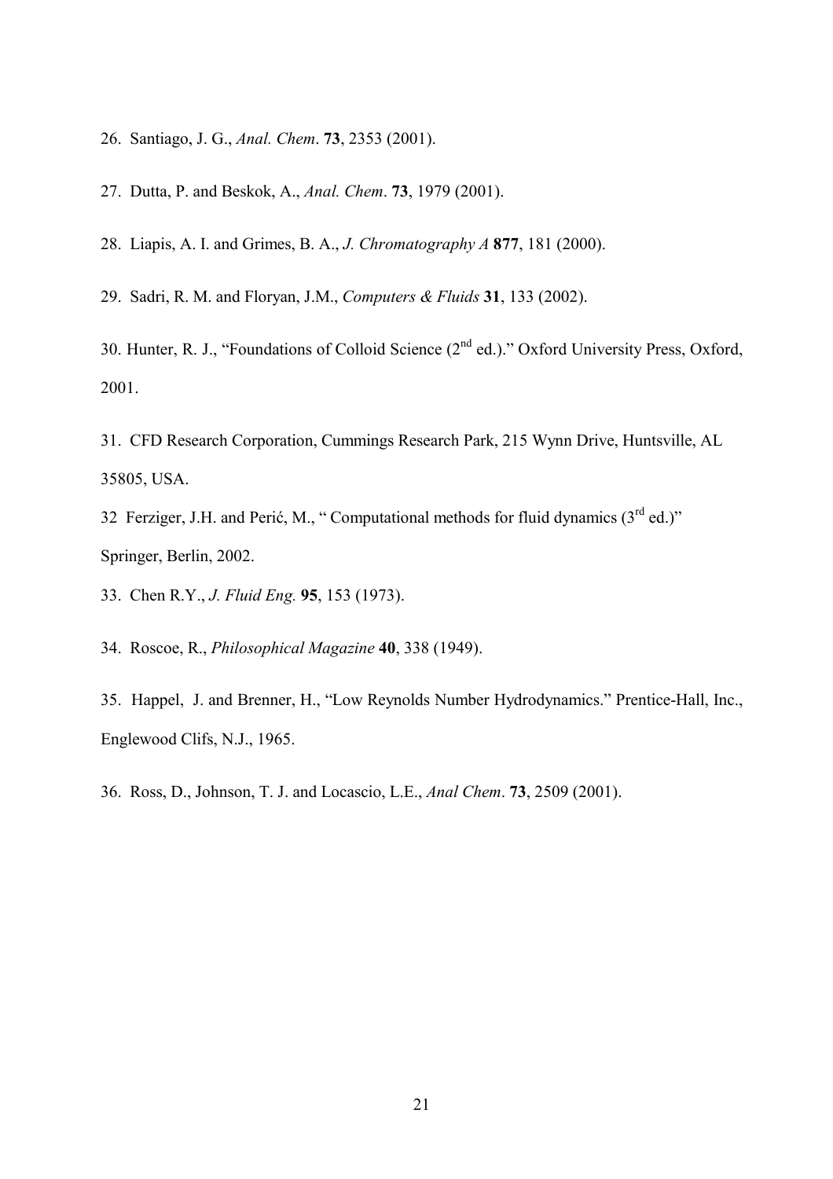26. Santiago, J. G., *Anal. Chem*. **73**, 2353 (2001).

27. Dutta, P. and Beskok, A., *Anal. Chem*. **73**, 1979 (2001).

28. Liapis, A. I. and Grimes, B. A., *J. Chromatography A* **877**, 181 (2000).

29. Sadri, R. M. and Floryan, J.M., *Computers & Fluids* **31**, 133 (2002).

30. Hunter, R. J., "Foundations of Colloid Science (2nd ed.)." Oxford University Press, Oxford, 2001.

31. CFD Research Corporation, Cummings Research Park, 215 Wynn Drive, Huntsville, AL 35805, USA.

32 Ferziger, J.H. and Perić, M., " Computational methods for fluid dynamics (3rd ed.)" Springer, Berlin, 2002.

33. Chen R.Y., *J. Fluid Eng.* **95**, 153 (1973).

34. Roscoe, R., *Philosophical Magazine* **40**, 338 (1949).

35. Happel, J. and Brenner, H., "Low Reynolds Number Hydrodynamics." Prentice-Hall, Inc., Englewood Clifs, N.J., 1965.

36. Ross, D., Johnson, T. J. and Locascio, L.E., *Anal Chem*. **73**, 2509 (2001).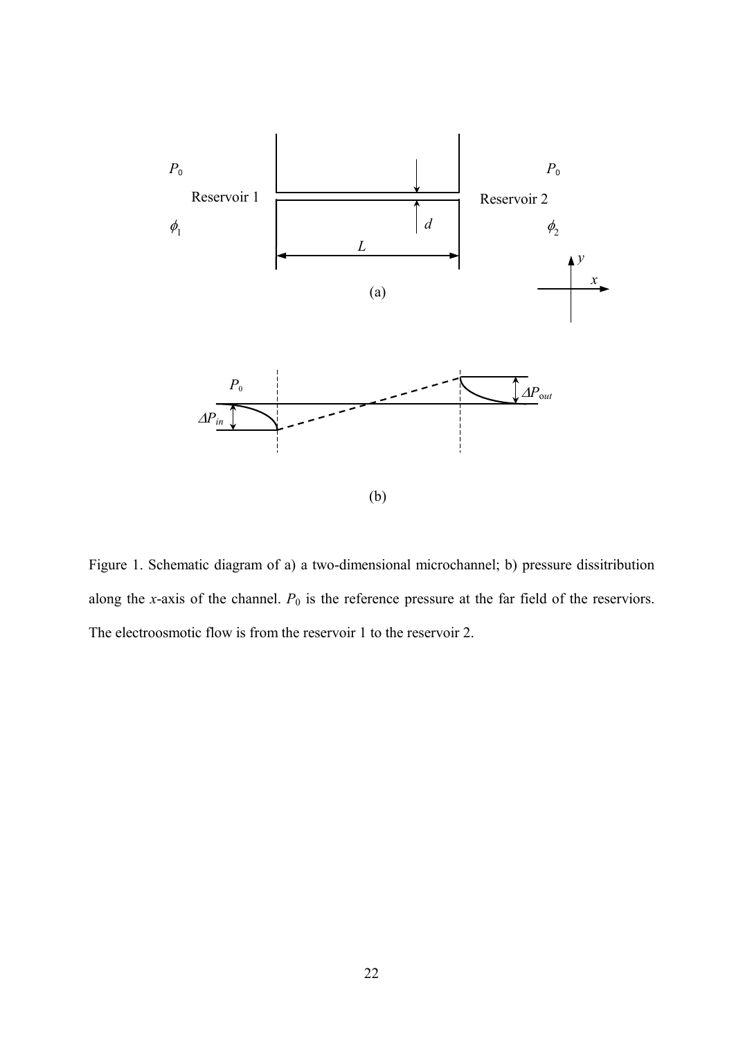Figure 1. Schematic diagram of a) a two-dimensional microchannel; b) pressure dissitribution along the *x*-axis of the channel. $P_0$ is the reference pressure at the far field of the reserviors. The electroosmotic flow is from the reservoir 1 to the reservoir 2.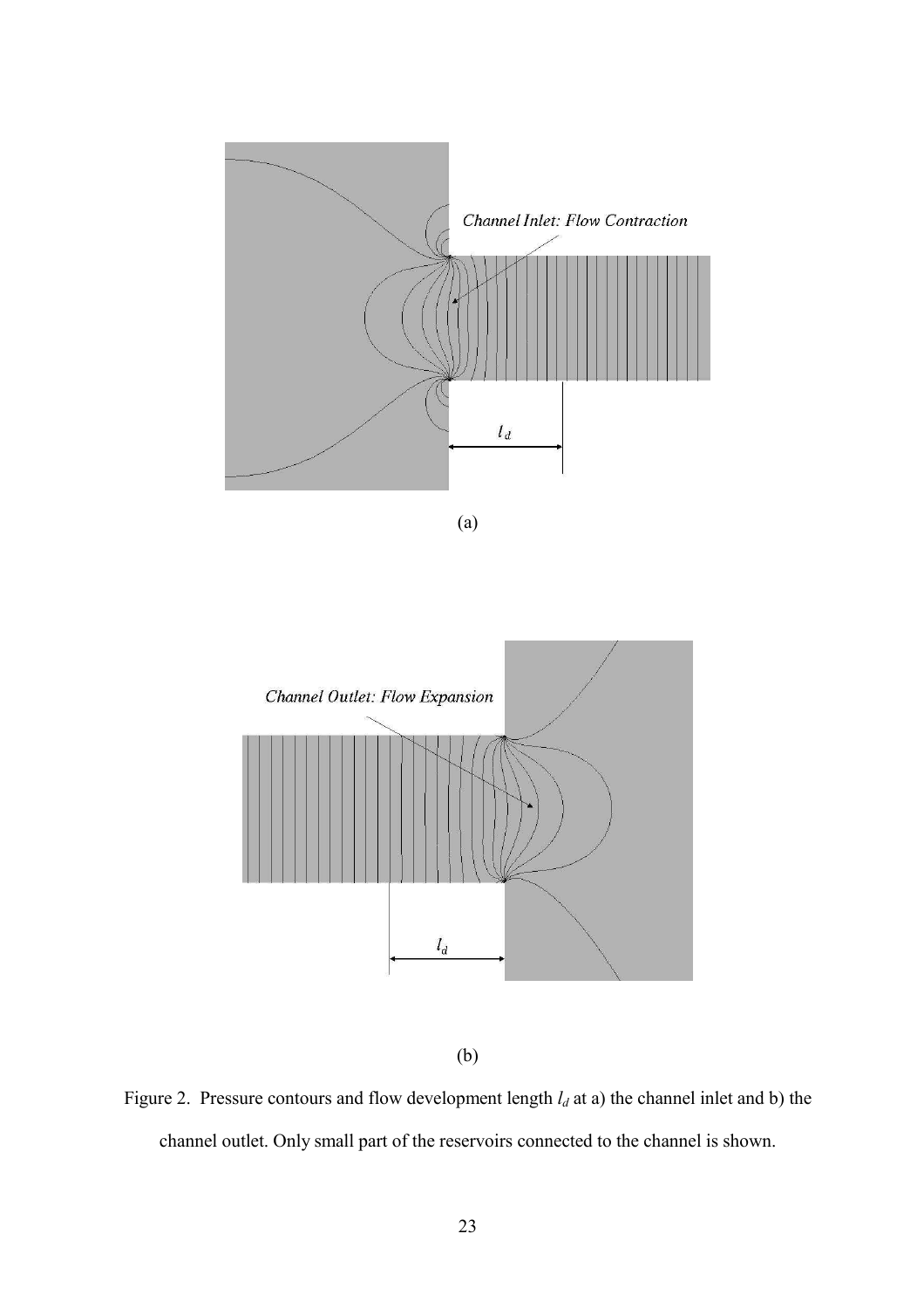Channel Inlet: Flow Contraction

$l_d$

(a)

Channel Outlet: Flow Expansion

$l_d$

(b)

Figure 2. Pressure contours and flow development length $l_d$ at a) the channel inlet and b) the channel outlet. Only small part of the reservoirs connected to the channel is shown.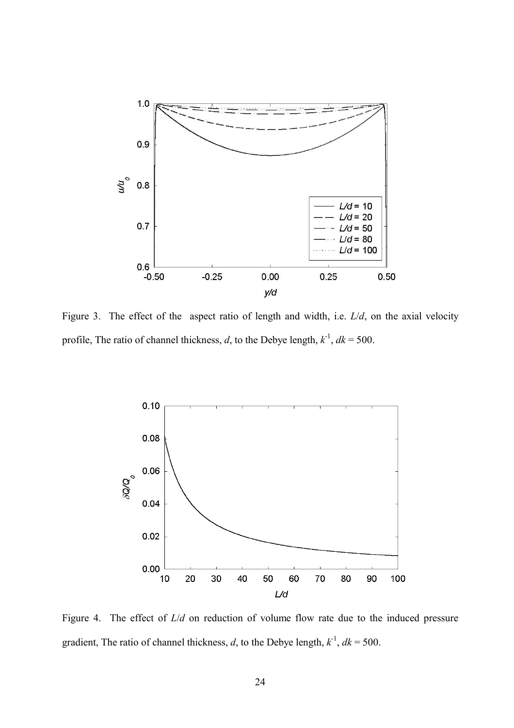Figure 3. The effect of the aspect ratio of length and width, i.e. $L/d$, on the axial velocity profile, The ratio of channel thickness, $d$, to the Debye length, $k^{-1}$, $dk = 500$.

Figure 4. The effect of $L/d$ on reduction of volume flow rate due to the induced pressure gradient, The ratio of channel thickness, $d$, to the Debye length, $k^{-1}$, $dk = 500$.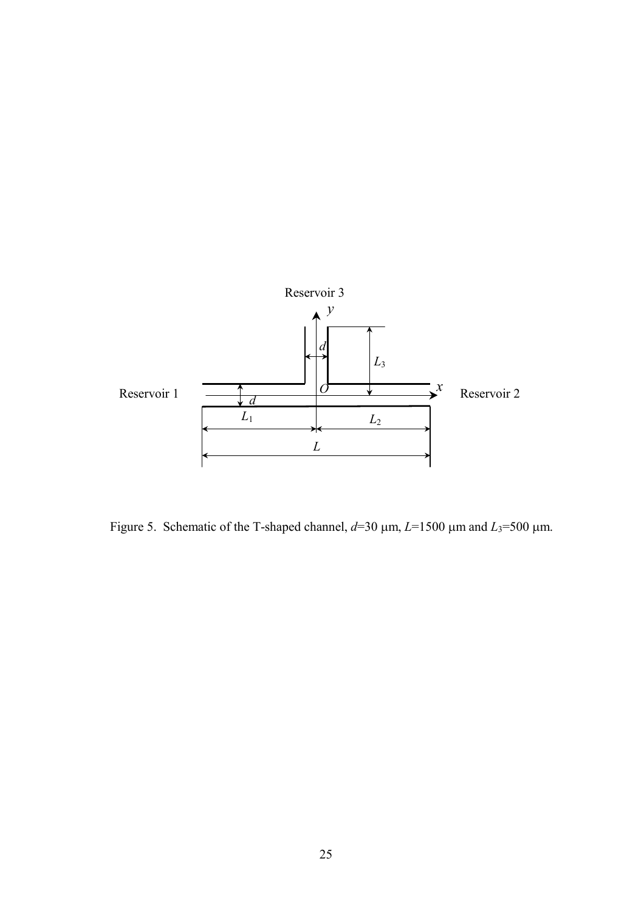Figure 5.  Schematic of the T-shaped channel, $d$=30 μm, $L$=1500 μm and $L_3$=500 μm.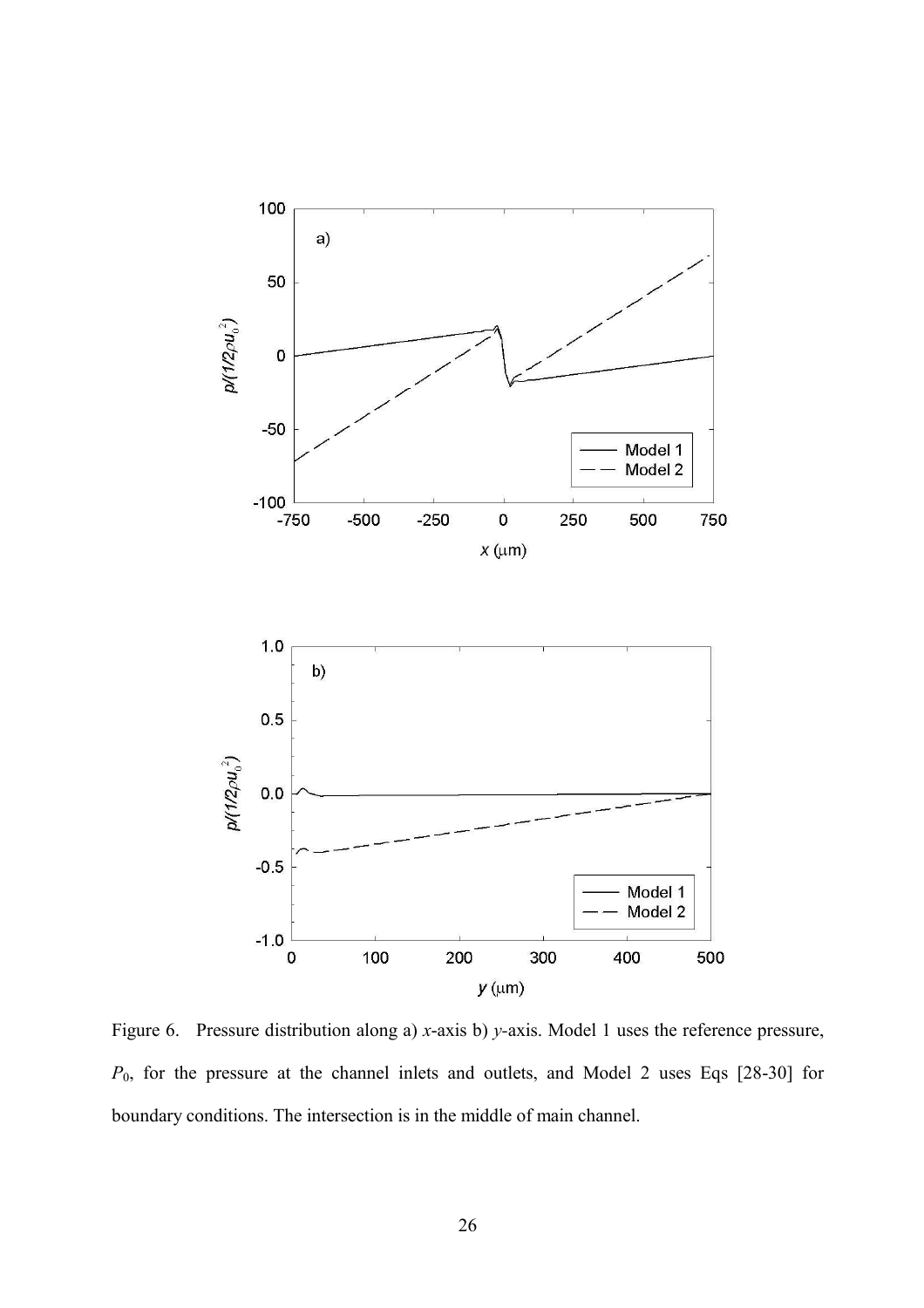Figure 6. Pressure distribution along a) $x$-axis b) $y$-axis. Model 1 uses the reference pressure, $P_0$, for the pressure at the channel inlets and outlets, and Model 2 uses Eqs [28-30] for boundary conditions. The intersection is in the middle of main channel.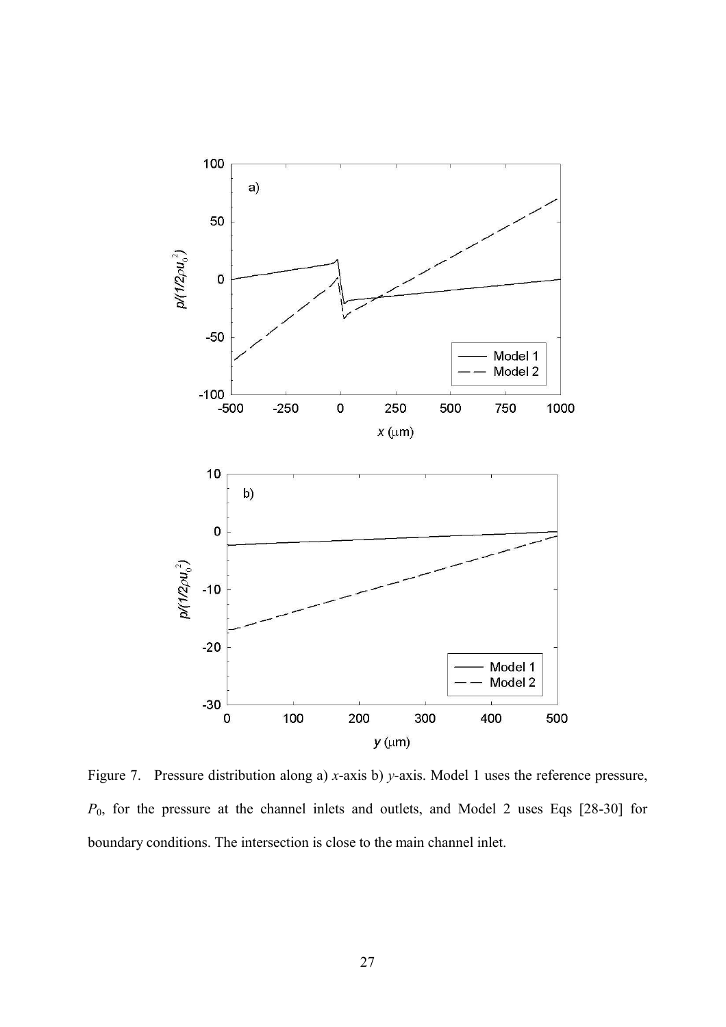Figure 7. Pressure distribution along a) $x$-axis b) $y$-axis. Model 1 uses the reference pressure, $P_0$, for the pressure at the channel inlets and outlets, and Model 2 uses Eqs [28-30] for boundary conditions. The intersection is close to the main channel inlet.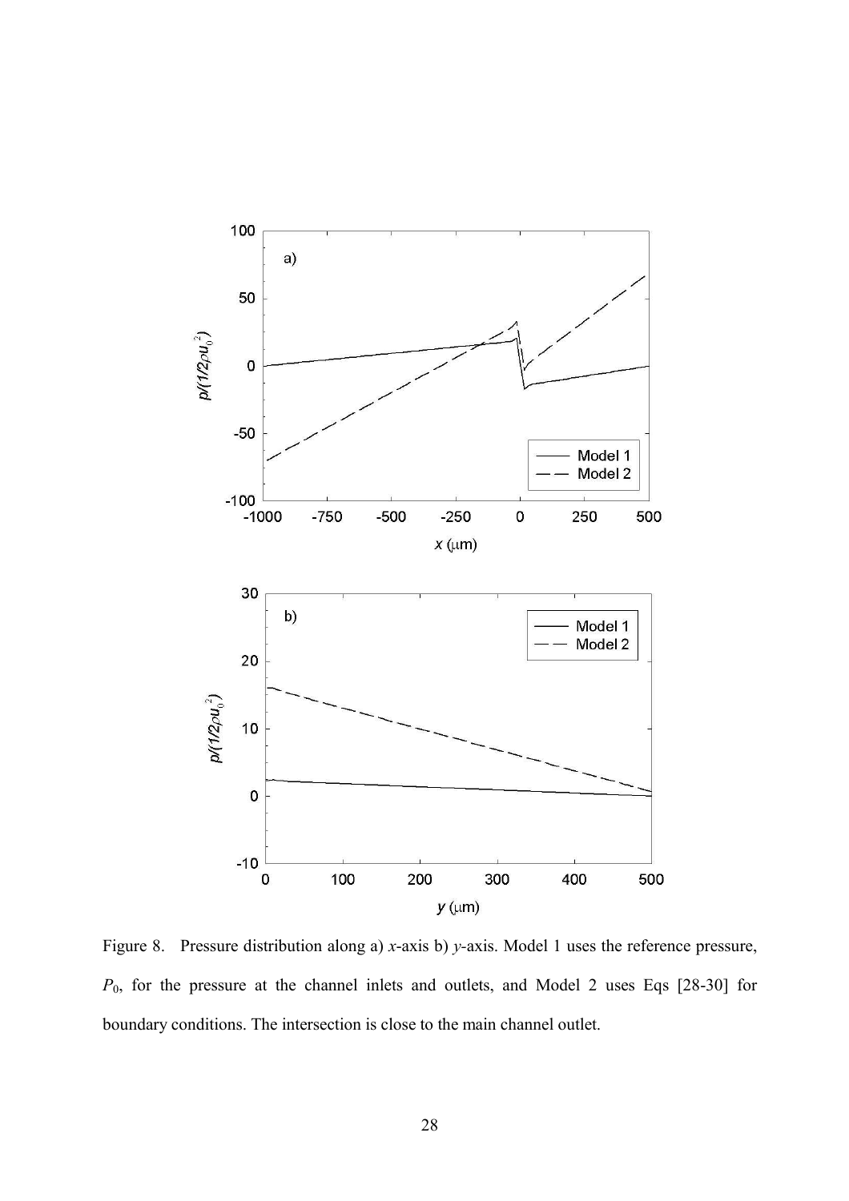a)

100

50

0

-50

-100

-1000 -750 -500 -250 0 250 500

$x$ (μm)

$p/(1/2\rho u_0^2)$

Model 1

Model 2

b)

30

20

10

0

-10

0 100 200 300 400 500

$y$ (μm)

$p/(1/2\rho u_0^2)$

Model 1

Model 2

Figure 8. Pressure distribution along a) $x$-axis b) $y$-axis. Model 1 uses the reference pressure, $P_0$, for the pressure at the channel inlets and outlets, and Model 2 uses Eqs [28-30] for boundary conditions. The intersection is close to the main channel outlet.